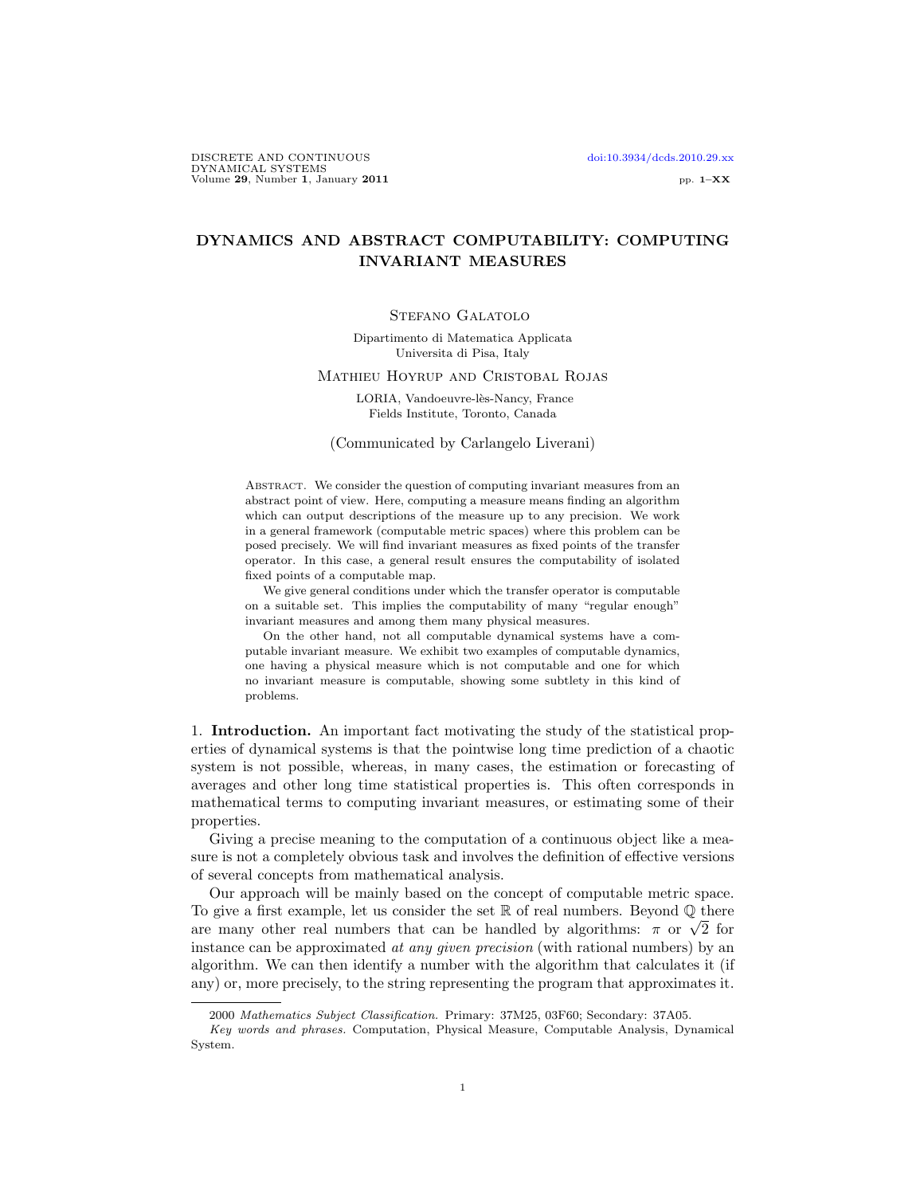# DYNAMICS AND ABSTRACT COMPUTABILITY: COMPUTING INVARIANT MEASURES

Stefano Galatolo

Dipartimento di Matematica Applicata
Universita di Pisa, Italy

Mathieu Hoyrup and Cristobal Rojas

LORIA, Vandoeuvre-lès-Nancy, France
Fields Institute, Toronto, Canada

(Communicated by Carlangelo Liverani)

Abstract. We consider the question of computing invariant measures from an abstract point of view. Here, computing a measure means finding an algorithm which can output descriptions of the measure up to any precision. We work in a general framework (computable metric spaces) where this problem can be posed precisely. We will find invariant measures as fixed points of the transfer operator. In this case, a general result ensures the computability of isolated fixed points of a computable map.

We give general conditions under which the transfer operator is computable on a suitable set. This implies the computability of many "regular enough" invariant measures and among them many physical measures.

On the other hand, not all computable dynamical systems have a computable invariant measure. We exhibit two examples of computable dynamics, one having a physical measure which is not computable and one for which no invariant measure is computable, showing some subtlety in this kind of problems.

## 1. Introduction.

An important fact motivating the study of the statistical properties of dynamical systems is that the pointwise long time prediction of a chaotic system is not possible, whereas, in many cases, the estimation or forecasting of averages and other long time statistical properties is. This often corresponds in mathematical terms to computing invariant measures, or estimating some of their properties.

Giving a precise meaning to the computation of a continuous object like a measure is not a completely obvious task and involves the definition of effective versions of several concepts from mathematical analysis.

Our approach will be mainly based on the concept of computable metric space. To give a first example, let us consider the set $\mathbb{R}$ of real numbers. Beyond $\mathbb{Q}$ there are many other real numbers that can be handled by algorithms: $\pi$ or $\sqrt{2}$ for instance can be approximated *at any given precision* (with rational numbers) by an algorithm. We can then identify a number with the algorithm that calculates it (if any) or, more precisely, to the string representing the program that approximates it.

---

2000 *Mathematics Subject Classification.* Primary: 37M25, 03F60; Secondary: 37A05.

*Key words and phrases.* Computation, Physical Measure, Computable Analysis, Dynamical System.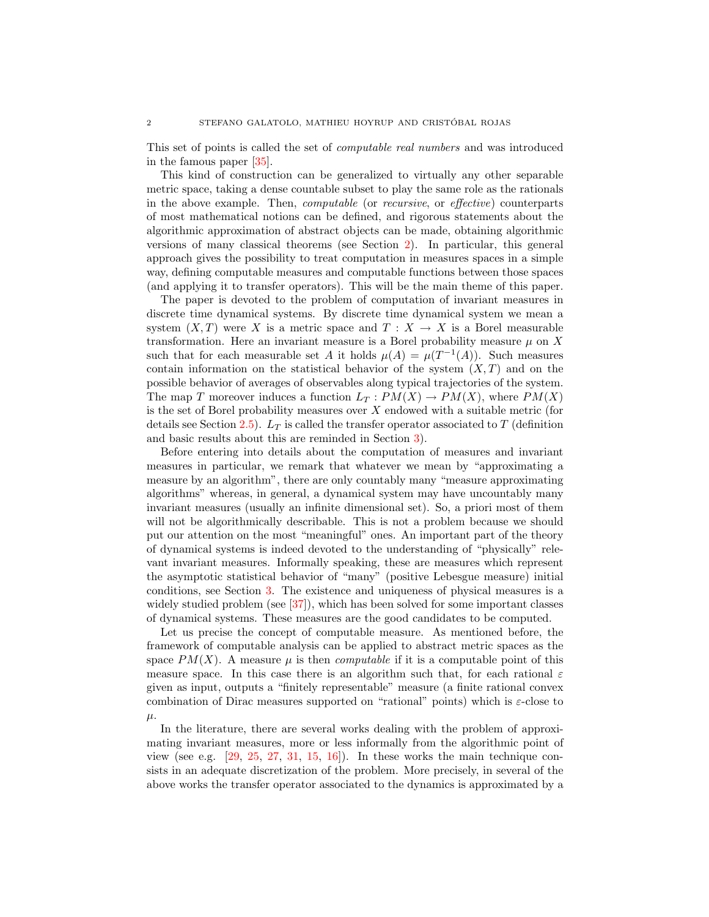This set of points is called the set of *computable real numbers* and was introduced in the famous paper [35].

This kind of construction can be generalized to virtually any other separable metric space, taking a dense countable subset to play the same role as the rationals in the above example. Then, *computable* (or *recursive*, or *effective*) counterparts of most mathematical notions can be defined, and rigorous statements about the algorithmic approximation of abstract objects can be made, obtaining algorithmic versions of many classical theorems (see Section 2). In particular, this general approach gives the possibility to treat computation in measures spaces in a simple way, defining computable measures and computable functions between those spaces (and applying it to transfer operators). This will be the main theme of this paper.

The paper is devoted to the problem of computation of invariant measures in discrete time dynamical systems. By discrete time dynamical system we mean a system $(X, T)$ were $X$ is a metric space and $T : X \to X$ is a Borel measurable transformation. Here an invariant measure is a Borel probability measure $\mu$ on $X$ such that for each measurable set $A$ it holds $\mu(A) = \mu(T^{-1}(A))$. Such measures contain information on the statistical behavior of the system $(X, T)$ and on the possible behavior of averages of observables along typical trajectories of the system. The map $T$ moreover induces a function $L_T : PM(X) \to PM(X)$, where $PM(X)$ is the set of Borel probability measures over $X$ endowed with a suitable metric (for details see Section 2.5). $L_T$ is called the transfer operator associated to $T$ (definition and basic results about this are reminded in Section 3).

Before entering into details about the computation of measures and invariant measures in particular, we remark that whatever we mean by "approximating a measure by an algorithm", there are only countably many "measure approximating algorithms" whereas, in general, a dynamical system may have uncountably many invariant measures (usually an infinite dimensional set). So, a priori most of them will not be algorithmically describable. This is not a problem because we should put our attention on the most "meaningful" ones. An important part of the theory of dynamical systems is indeed devoted to the understanding of "physically" relevant invariant measures. Informally speaking, these are measures which represent the asymptotic statistical behavior of "many" (positive Lebesgue measure) initial conditions, see Section 3. The existence and uniqueness of physical measures is a widely studied problem (see [37]), which has been solved for some important classes of dynamical systems. These measures are the good candidates to be computed.

Let us precise the concept of computable measure. As mentioned before, the framework of computable analysis can be applied to abstract metric spaces as the space $PM(X)$. A measure $\mu$ is then *computable* if it is a computable point of this measure space. In this case there is an algorithm such that, for each rational $\varepsilon$ given as input, outputs a "finitely representable" measure (a finite rational convex combination of Dirac measures supported on "rational" points) which is $\varepsilon$-close to $\mu$.

In the literature, there are several works dealing with the problem of approximating invariant measures, more or less informally from the algorithmic point of view (see e.g. [29, 25, 27, 31, 15, 16]). In these works the main technique consists in an adequate discretization of the problem. More precisely, in several of the above works the transfer operator associated to the dynamics is approximated by a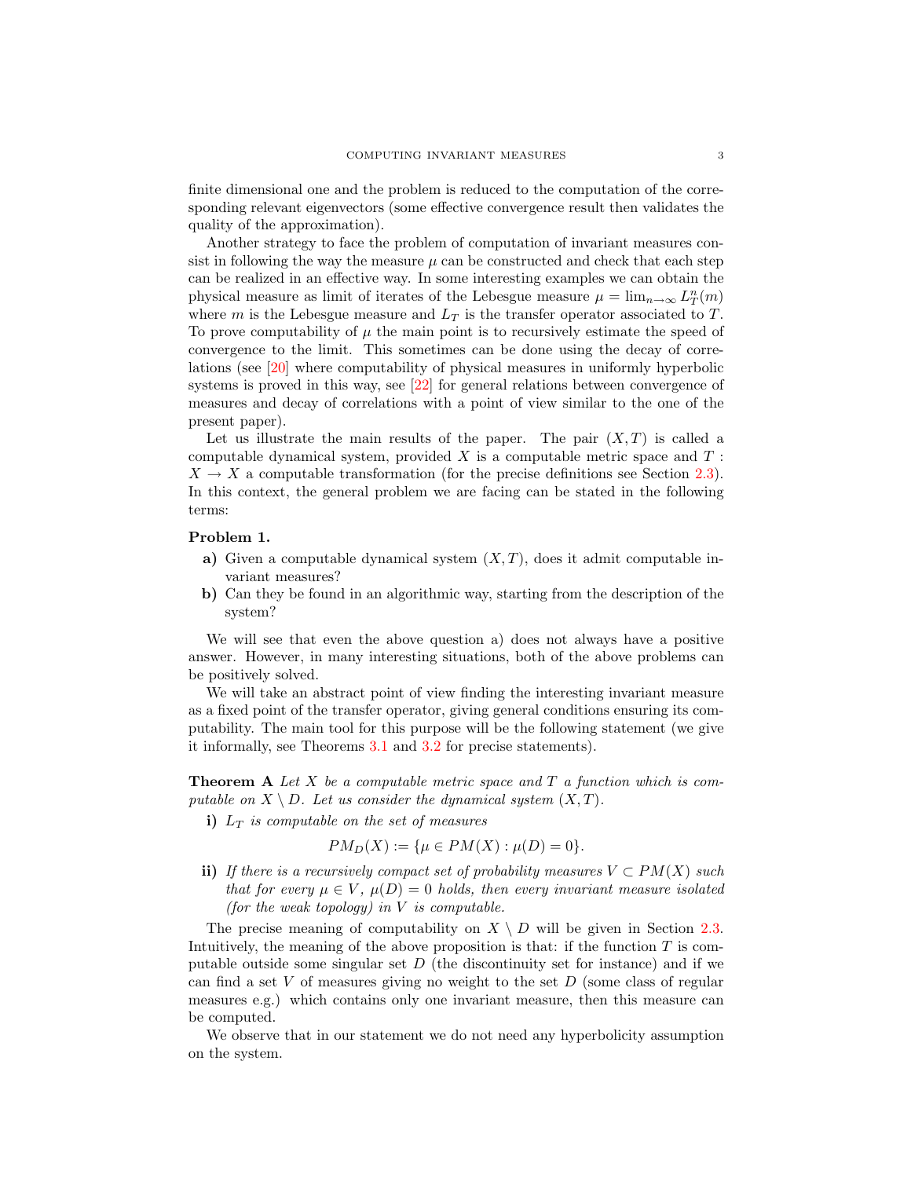finite dimensional one and the problem is reduced to the computation of the corresponding relevant eigenvectors (some effective convergence result then validates the quality of the approximation).

Another strategy to face the problem of computation of invariant measures consist in following the way the measure $\mu$ can be constructed and check that each step can be realized in an effective way. In some interesting examples we can obtain the physical measure as limit of iterates of the Lebesgue measure $\mu = \lim_{n\to\infty} L_T^n(m)$ where $m$ is the Lebesgue measure and $L_T$ is the transfer operator associated to $T$. To prove computability of $\mu$ the main point is to recursively estimate the speed of convergence to the limit. This sometimes can be done using the decay of correlations (see [20] where computability of physical measures in uniformly hyperbolic systems is proved in this way, see [22] for general relations between convergence of measures and decay of correlations with a point of view similar to the one of the present paper).

Let us illustrate the main results of the paper. The pair $(X, T)$ is called a computable dynamical system, provided $X$ is a computable metric space and $T : X \to X$ a computable transformation (for the precise definitions see Section 2.3). In this context, the general problem we are facing can be stated in the following terms:

**Problem 1.**

- **a)** Given a computable dynamical system $(X, T)$, does it admit computable invariant measures?
- **b)** Can they be found in an algorithmic way, starting from the description of the system?

We will see that even the above question a) does not always have a positive answer. However, in many interesting situations, both of the above problems can be positively solved.

We will take an abstract point of view finding the interesting invariant measure as a fixed point of the transfer operator, giving general conditions ensuring its computability. The main tool for this purpose will be the following statement (we give it informally, see Theorems 3.1 and 3.2 for precise statements).

**Theorem A** *Let $X$ be a computable metric space and $T$ a function which is computable on $X \setminus D$. Let us consider the dynamical system $(X, T)$.*

- **i)** *$L_T$ is computable on the set of measures*
$$PM_D(X) := \{\mu \in PM(X) : \mu(D) = 0\}.$$
- **ii)** *If there is a recursively compact set of probability measures $V \subset PM(X)$ such that for every $\mu \in V$, $\mu(D) = 0$ holds, then every invariant measure isolated (for the weak topology) in $V$ is computable.*

The precise meaning of computability on $X \setminus D$ will be given in Section 2.3. Intuitively, the meaning of the above proposition is that: if the function $T$ is computable outside some singular set $D$ (the discontinuity set for instance) and if we can find a set $V$ of measures giving no weight to the set $D$ (some class of regular measures e.g.) which contains only one invariant measure, then this measure can be computed.

We observe that in our statement we do not need any hyperbolicity assumption on the system.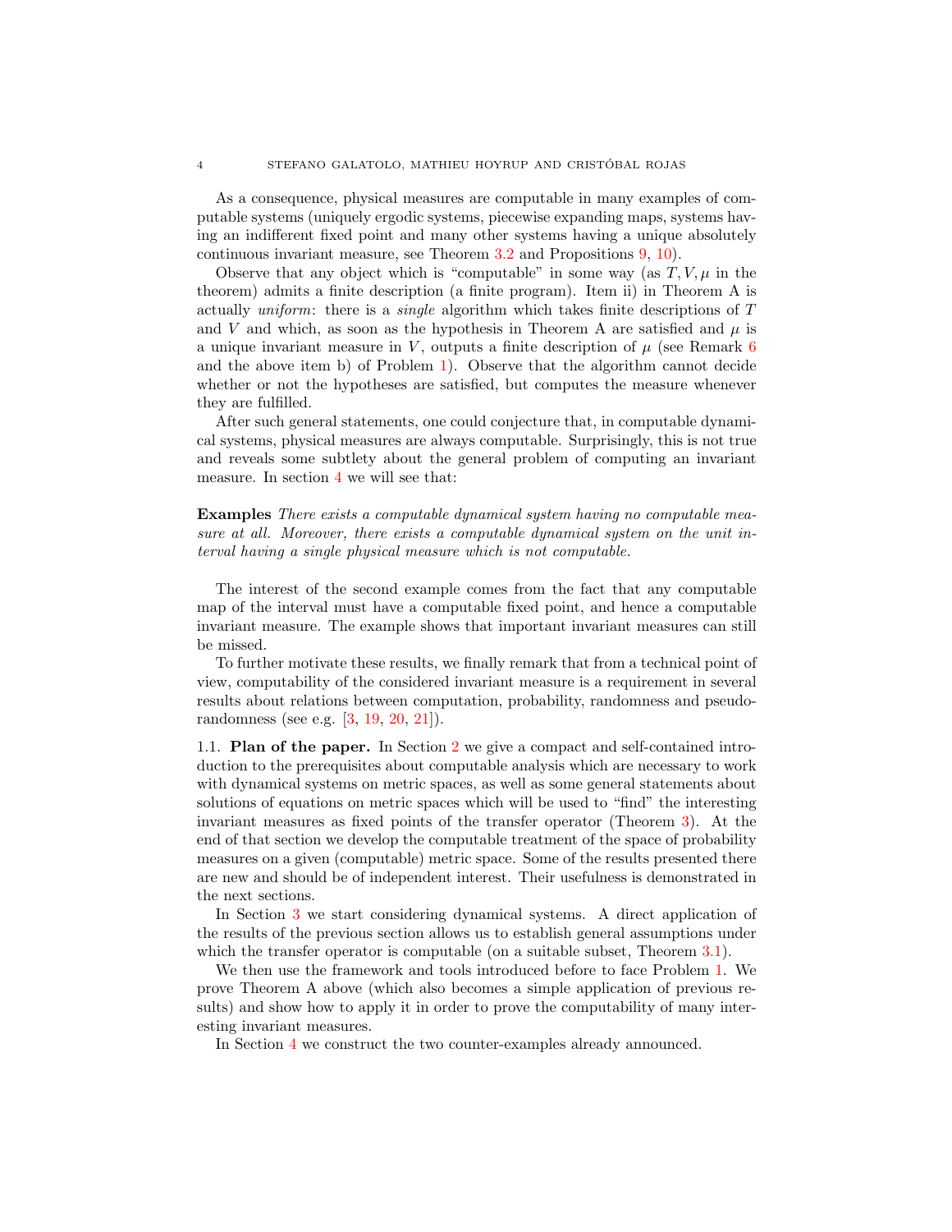As a consequence, physical measures are computable in many examples of computable systems (uniquely ergodic systems, piecewise expanding maps, systems having an indifferent fixed point and many other systems having a unique absolutely continuous invariant measure, see Theorem 3.2 and Propositions 9, 10).

Observe that any object which is "computable" in some way (as $T, V, \mu$ in the theorem) admits a finite description (a finite program). Item ii) in Theorem A is actually *uniform*: there is a *single* algorithm which takes finite descriptions of $T$ and $V$ and which, as soon as the hypothesis in Theorem A are satisfied and $\mu$ is a unique invariant measure in $V$, outputs a finite description of $\mu$ (see Remark 6 and the above item b) of Problem 1). Observe that the algorithm cannot decide whether or not the hypotheses are satisfied, but computes the measure whenever they are fulfilled.

After such general statements, one could conjecture that, in computable dynamical systems, physical measures are always computable. Surprisingly, this is not true and reveals some subtlety about the general problem of computing an invariant measure. In section 4 we will see that:

**Examples** *There exists a computable dynamical system having no computable measure at all. Moreover, there exists a computable dynamical system on the unit interval having a single physical measure which is not computable.*

The interest of the second example comes from the fact that any computable map of the interval must have a computable fixed point, and hence a computable invariant measure. The example shows that important invariant measures can still be missed.

To further motivate these results, we finally remark that from a technical point of view, computability of the considered invariant measure is a requirement in several results about relations between computation, probability, randomness and pseudo-randomness (see e.g. [3, 19, 20, 21]).

1.1. **Plan of the paper.** In Section 2 we give a compact and self-contained introduction to the prerequisites about computable analysis which are necessary to work with dynamical systems on metric spaces, as well as some general statements about solutions of equations on metric spaces which will be used to "find" the interesting invariant measures as fixed points of the transfer operator (Theorem 3). At the end of that section we develop the computable treatment of the space of probability measures on a given (computable) metric space. Some of the results presented there are new and should be of independent interest. Their usefulness is demonstrated in the next sections.

In Section 3 we start considering dynamical systems. A direct application of the results of the previous section allows us to establish general assumptions under which the transfer operator is computable (on a suitable subset, Theorem 3.1).

We then use the framework and tools introduced before to face Problem 1. We prove Theorem A above (which also becomes a simple application of previous results) and show how to apply it in order to prove the computability of many interesting invariant measures.

In Section 4 we construct the two counter-examples already announced.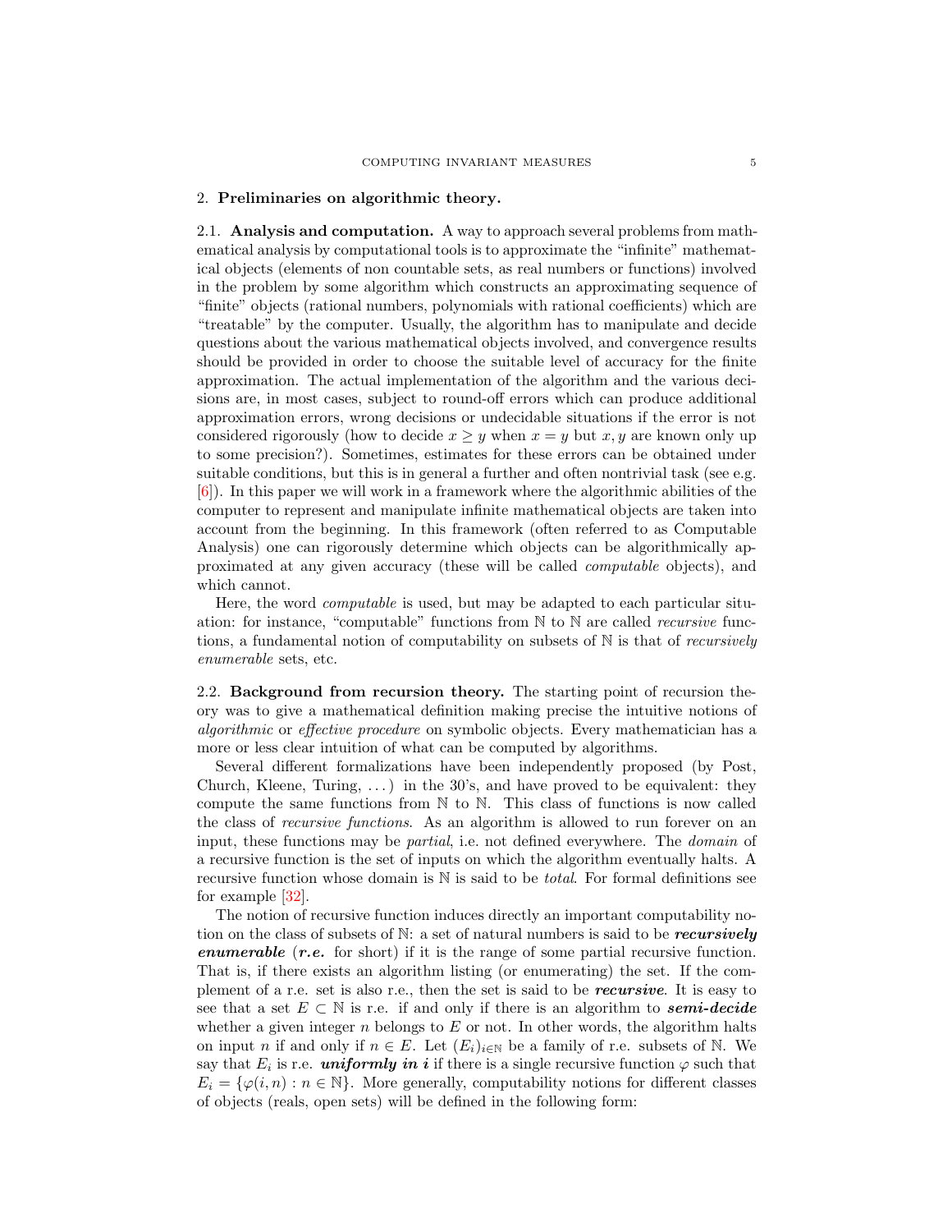## 2. **Preliminaries on algorithmic theory.**

2.1. **Analysis and computation.** A way to approach several problems from mathematical analysis by computational tools is to approximate the "infinite" mathematical objects (elements of non countable sets, as real numbers or functions) involved in the problem by some algorithm which constructs an approximating sequence of "finite" objects (rational numbers, polynomials with rational coefficients) which are "treatable" by the computer. Usually, the algorithm has to manipulate and decide questions about the various mathematical objects involved, and convergence results should be provided in order to choose the suitable level of accuracy for the finite approximation. The actual implementation of the algorithm and the various decisions are, in most cases, subject to round-off errors which can produce additional approximation errors, wrong decisions or undecidable situations if the error is not considered rigorously (how to decide $x \geq y$ when $x = y$ but $x, y$ are known only up to some precision?). Sometimes, estimates for these errors can be obtained under suitable conditions, but this is in general a further and often nontrivial task (see e.g. [6]). In this paper we will work in a framework where the algorithmic abilities of the computer to represent and manipulate infinite mathematical objects are taken into account from the beginning. In this framework (often referred to as Computable Analysis) one can rigorously determine which objects can be algorithmically approximated at any given accuracy (these will be called *computable* objects), and which cannot.

Here, the word *computable* is used, but may be adapted to each particular situation: for instance, "computable" functions from $\mathbb{N}$ to $\mathbb{N}$ are called *recursive* functions, a fundamental notion of computability on subsets of $\mathbb{N}$ is that of *recursively enumerable* sets, etc.

2.2. **Background from recursion theory.** The starting point of recursion theory was to give a mathematical definition making precise the intuitive notions of *algorithmic* or *effective procedure* on symbolic objects. Every mathematician has a more or less clear intuition of what can be computed by algorithms.

Several different formalizations have been independently proposed (by Post, Church, Kleene, Turing, ...) in the 30's, and have proved to be equivalent: they compute the same functions from $\mathbb{N}$ to $\mathbb{N}$. This class of functions is now called the class of *recursive functions*. As an algorithm is allowed to run forever on an input, these functions may be *partial*, i.e. not defined everywhere. The *domain* of a recursive function is the set of inputs on which the algorithm eventually halts. A recursive function whose domain is $\mathbb{N}$ is said to be *total*. For formal definitions see for example [32].

The notion of recursive function induces directly an important computability notion on the class of subsets of $\mathbb{N}$: a set of natural numbers is said to be ***recursively enumerable*** (***r.e.*** for short) if it is the range of some partial recursive function. That is, if there exists an algorithm listing (or enumerating) the set. If the complement of a r.e. set is also r.e., then the set is said to be ***recursive***. It is easy to see that a set $E \subset \mathbb{N}$ is r.e. if and only if there is an algorithm to ***semi-decide*** whether a given integer $n$ belongs to $E$ or not. In other words, the algorithm halts on input $n$ if and only if $n \in E$. Let $(E_i)_{i \in \mathbb{N}}$ be a family of r.e. subsets of $\mathbb{N}$. We say that $E_i$ is r.e. ***uniformly in*** $\boldsymbol{i}$ if there is a single recursive function $\varphi$ such that $E_i = \{\varphi(i, n) : n \in \mathbb{N}\}$. More generally, computability notions for different classes of objects (reals, open sets) will be defined in the following form: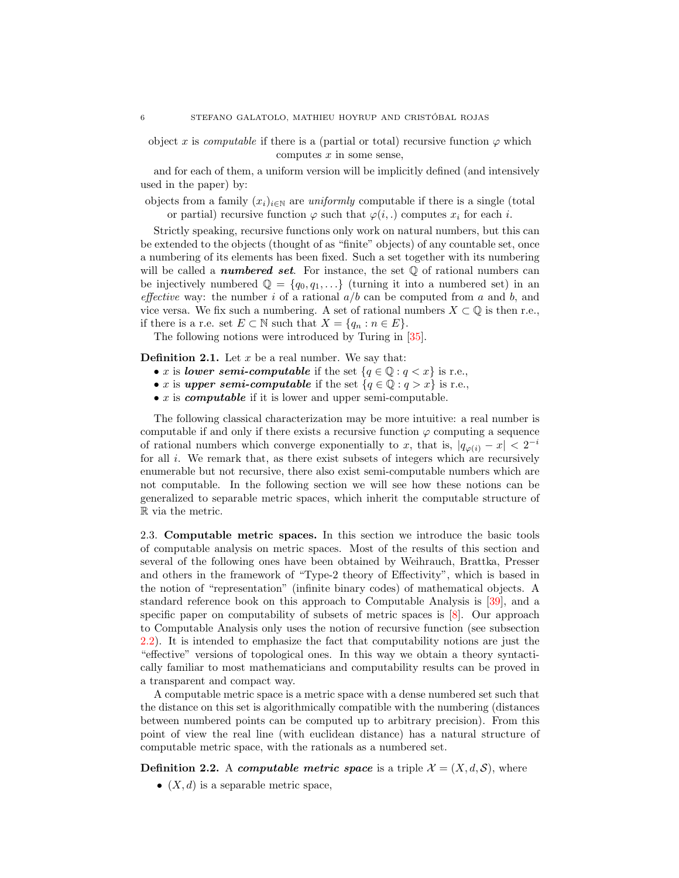object $x$ is *computable* if there is a (partial or total) recursive function $\varphi$ which computes $x$ in some sense,

and for each of them, a uniform version will be implicitly defined (and intensively used in the paper) by:

objects from a family $(x_i)_{i\in\mathbb{N}}$ are *uniformly* computable if there is a single (total or partial) recursive function $\varphi$ such that $\varphi(i,.)$ computes $x_i$ for each $i$.

Strictly speaking, recursive functions only work on natural numbers, but this can be extended to the objects (thought of as "finite" objects) of any countable set, once a numbering of its elements has been fixed. Such a set together with its numbering will be called a ***numbered set***. For instance, the set $\mathbb{Q}$ of rational numbers can be injectively numbered $\mathbb{Q} = \{q_0, q_1, \ldots\}$ (turning it into a numbered set) in an *effective* way: the number $i$ of a rational $a/b$ can be computed from $a$ and $b$, and vice versa. We fix such a numbering. A set of rational numbers $X \subset \mathbb{Q}$ is then r.e., if there is a r.e. set $E \subset \mathbb{N}$ such that $X = \{q_n : n \in E\}$.

The following notions were introduced by Turing in [35].

**Definition 2.1.** Let $x$ be a real number. We say that:

- $x$ is ***lower semi-computable*** if the set $\{q \in \mathbb{Q} : q < x\}$ is r.e.,
- $x$ is ***upper semi-computable*** if the set $\{q \in \mathbb{Q} : q > x\}$ is r.e.,
- $x$ is ***computable*** if it is lower and upper semi-computable.

The following classical characterization may be more intuitive: a real number is computable if and only if there exists a recursive function $\varphi$ computing a sequence of rational numbers which converge exponentially to $x$, that is, $|q_{\varphi(i)} - x| < 2^{-i}$ for all $i$. We remark that, as there exist subsets of integers which are recursively enumerable but not recursive, there also exist semi-computable numbers which are not computable. In the following section we will see how these notions can be generalized to separable metric spaces, which inherit the computable structure of $\mathbb{R}$ via the metric.

2.3. **Computable metric spaces.** In this section we introduce the basic tools of computable analysis on metric spaces. Most of the results of this section and several of the following ones have been obtained by Weihrauch, Brattka, Presser and others in the framework of "Type-2 theory of Effectivity", which is based in the notion of "representation" (infinite binary codes) of mathematical objects. A standard reference book on this approach to Computable Analysis is [39], and a specific paper on computability of subsets of metric spaces is [8]. Our approach to Computable Analysis only uses the notion of recursive function (see subsection 2.2). It is intended to emphasize the fact that computability notions are just the "effective" versions of topological ones. In this way we obtain a theory syntactically familiar to most mathematicians and computability results can be proved in a transparent and compact way.

A computable metric space is a metric space with a dense numbered set such that the distance on this set is algorithmically compatible with the numbering (distances between numbered points can be computed up to arbitrary precision). From this point of view the real line (with euclidean distance) has a natural structure of computable metric space, with the rationals as a numbered set.

**Definition 2.2.** A ***computable metric space*** is a triple $\mathcal{X} = (X, d, \mathcal{S})$, where

- $(X, d)$ is a separable metric space,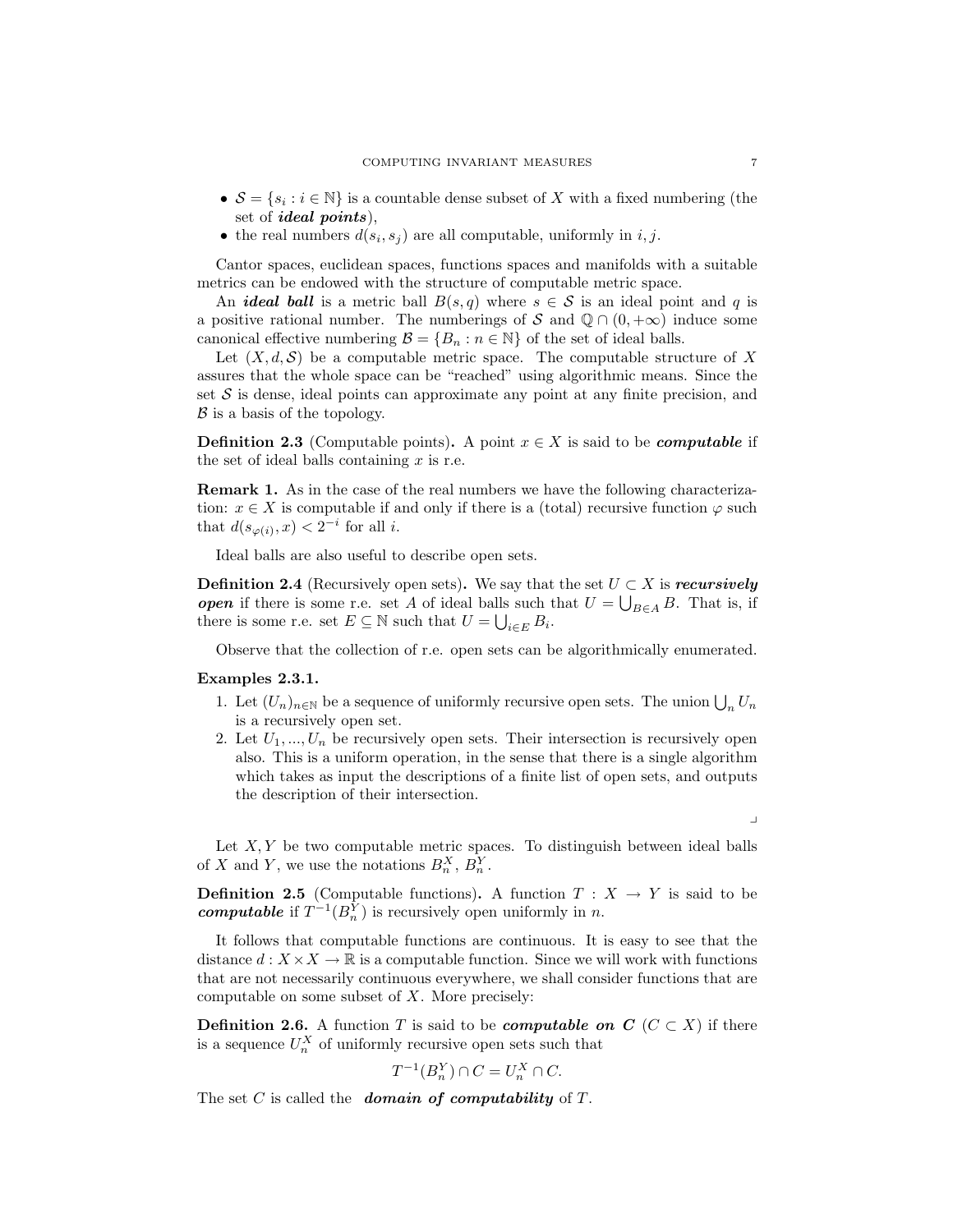- $\mathcal{S} = \{s_i : i \in \mathbb{N}\}$ is a countable dense subset of $X$ with a fixed numbering (the set of ***ideal points***),
- the real numbers $d(s_i, s_j)$ are all computable, uniformly in $i, j$.

Cantor spaces, euclidean spaces, functions spaces and manifolds with a suitable metrics can be endowed with the structure of computable metric space.

An ***ideal ball*** is a metric ball $B(s, q)$ where $s \in \mathcal{S}$ is an ideal point and $q$ is a positive rational number. The numberings of $\mathcal{S}$ and $\mathbb{Q} \cap (0, +\infty)$ induce some canonical effective numbering $\mathcal{B} = \{B_n : n \in \mathbb{N}\}$ of the set of ideal balls.

Let $(X, d, \mathcal{S})$ be a computable metric space. The computable structure of $X$ assures that the whole space can be "reached" using algorithmic means. Since the set $\mathcal{S}$ is dense, ideal points can approximate any point at any finite precision, and $\mathcal{B}$ is a basis of the topology.

**Definition 2.3** (Computable points)**.** A point $x \in X$ is said to be ***computable*** if the set of ideal balls containing $x$ is r.e.

**Remark 1.** As in the case of the real numbers we have the following characterization: $x \in X$ is computable if and only if there is a (total) recursive function $\varphi$ such that $d(s_{\varphi(i)}, x) < 2^{-i}$ for all $i$.

Ideal balls are also useful to describe open sets.

**Definition 2.4** (Recursively open sets)**.** We say that the set $U \subset X$ is ***recursively open*** if there is some r.e. set $A$ of ideal balls such that $U = \bigcup_{B \in A} B$. That is, if there is some r.e. set $E \subseteq \mathbb{N}$ such that $U = \bigcup_{i \in E} B_i$.

Observe that the collection of r.e. open sets can be algorithmically enumerated.

**Examples 2.3.1.**

1. Let $(U_n)_{n \in \mathbb{N}}$ be a sequence of uniformly recursive open sets. The union $\bigcup_n U_n$ is a recursively open set.
2. Let $U_1, ..., U_n$ be recursively open sets. Their intersection is recursively open also. This is a uniform operation, in the sense that there is a single algorithm which takes as input the descriptions of a finite list of open sets, and outputs the description of their intersection.

⌟

Let $X, Y$ be two computable metric spaces. To distinguish between ideal balls of $X$ and $Y$, we use the notations $B_n^X$, $B_n^Y$.

**Definition 2.5** (Computable functions)**.** A function $T : X \to Y$ is said to be ***computable*** if $T^{-1}(B_n^Y)$ is recursively open uniformly in $n$.

It follows that computable functions are continuous. It is easy to see that the distance $d : X \times X \to \mathbb{R}$ is a computable function. Since we will work with functions that are not necessarily continuous everywhere, we shall consider functions that are computable on some subset of $X$. More precisely:

**Definition 2.6.** A function $T$ is said to be ***computable on C*** ($C \subset X$) if there is a sequence $U_n^X$ of uniformly recursive open sets such that

$$T^{-1}(B_n^Y) \cap C = U_n^X \cap C.$$

The set $C$ is called the ***domain of computability*** of $T$.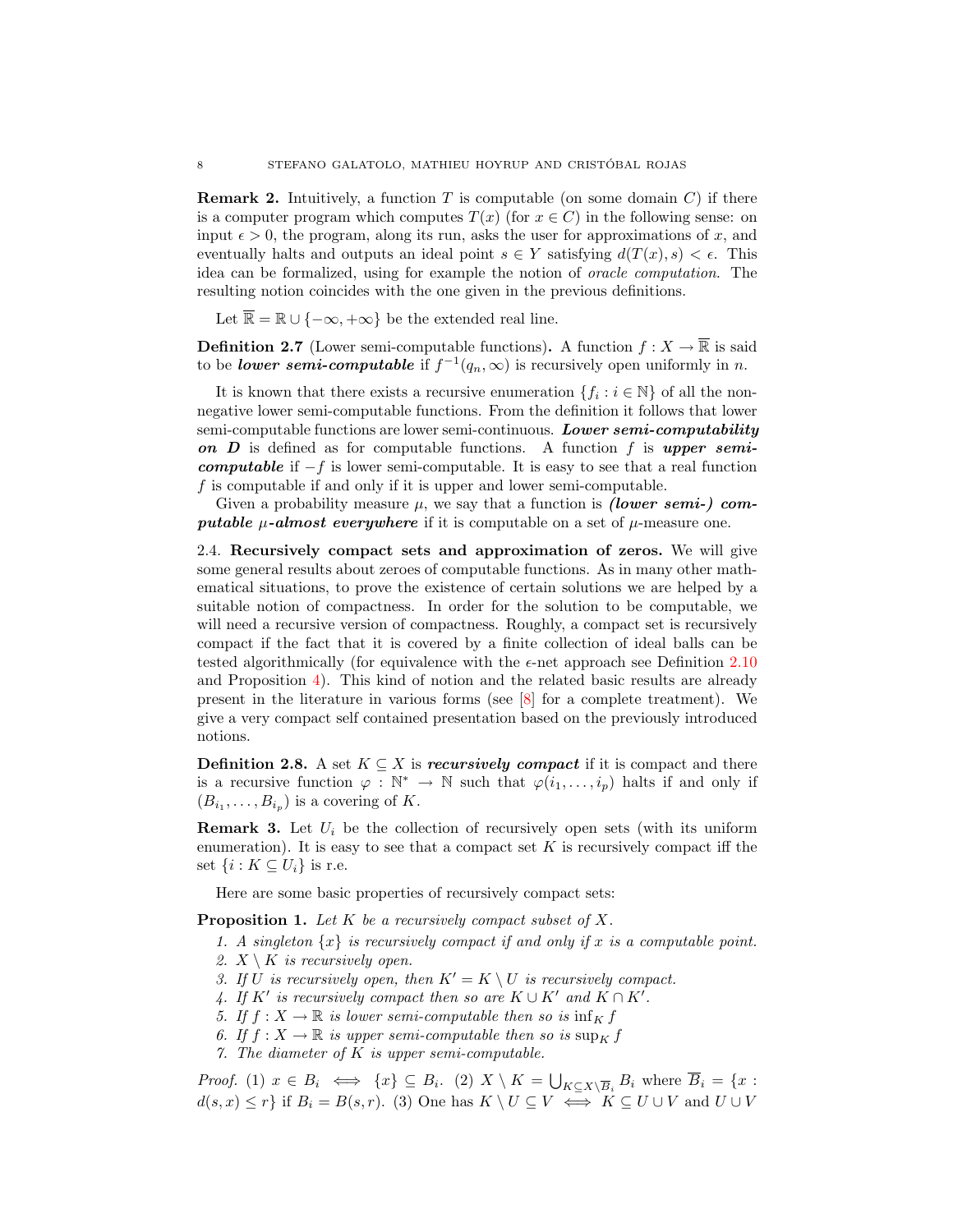**Remark 2.** Intuitively, a function $T$ is computable (on some domain $C$) if there is a computer program which computes $T(x)$ (for $x \in C$) in the following sense: on input $\epsilon > 0$, the program, along its run, asks the user for approximations of $x$, and eventually halts and outputs an ideal point $s \in Y$ satisfying $d(T(x), s) < \epsilon$. This idea can be formalized, using for example the notion of *oracle computation*. The resulting notion coincides with the one given in the previous definitions.

Let $\overline{\mathbb{R}} = \mathbb{R} \cup \{-\infty, +\infty\}$ be the extended real line.

**Definition 2.7** (Lower semi-computable functions)**.** A function $f : X \to \overline{\mathbb{R}}$ is said to be ***lower semi-computable*** if $f^{-1}(q_n, \infty)$ is recursively open uniformly in $n$.

It is known that there exists a recursive enumeration $\{f_i : i \in \mathbb{N}\}$ of all the non-negative lower semi-computable functions. From the definition it follows that lower semi-computable functions are lower semi-continuous. ***Lower semi-computability on D*** is defined as for computable functions. A function $f$ is ***upper semi-computable*** if $-f$ is lower semi-computable. It is easy to see that a real function $f$ is computable if and only if it is upper and lower semi-computable.

Given a probability measure $\mu$, we say that a function is ***(lower semi-) computable $\mu$-almost everywhere*** if it is computable on a set of $\mu$-measure one.

## 2.4. Recursively compact sets and approximation of zeros.

We will give some general results about zeroes of computable functions. As in many other mathematical situations, to prove the existence of certain solutions we are helped by a suitable notion of compactness. In order for the solution to be computable, we will need a recursive version of compactness. Roughly, a compact set is recursively compact if the fact that it is covered by a finite collection of ideal balls can be tested algorithmically (for equivalence with the $\epsilon$-net approach see Definition 2.10 and Proposition 4). This kind of notion and the related basic results are already present in the literature in various forms (see [8] for a complete treatment). We give a very compact self contained presentation based on the previously introduced notions.

**Definition 2.8.** A set $K \subseteq X$ is ***recursively compact*** if it is compact and there is a recursive function $\varphi : \mathbb{N}^* \to \mathbb{N}$ such that $\varphi(i_1, \ldots, i_p)$ halts if and only if $(B_{i_1}, \ldots, B_{i_p})$ is a covering of $K$.

**Remark 3.** Let $U_i$ be the collection of recursively open sets (with its uniform enumeration). It is easy to see that a compact set $K$ is recursively compact iff the set $\{i : K \subseteq U_i\}$ is r.e.

Here are some basic properties of recursively compact sets:

**Proposition 1.** *Let $K$ be a recursively compact subset of $X$.*

1. *A singleton $\{x\}$ is recursively compact if and only if $x$ is a computable point.*
2. *$X \setminus K$ is recursively open.*
3. *If $U$ is recursively open, then $K' = K \setminus U$ is recursively compact.*
4. *If $K'$ is recursively compact then so are $K \cup K'$ and $K \cap K'$.*
5. *If $f : X \to \mathbb{R}$ is lower semi-computable then so is $\inf_K f$*
6. *If $f : X \to \mathbb{R}$ is upper semi-computable then so is $\sup_K f$*
7. *The diameter of $K$ is upper semi-computable.*

*Proof.* (1) $x \in B_i \iff \{x\} \subseteq B_i$. (2) $X \setminus K = \bigcup_{K \subseteq X \setminus \overline{B}_i} B_i$ where $\overline{B}_i = \{x : d(s, x) \leq r\}$ if $B_i = B(s, r)$. (3) One has $K \setminus U \subseteq V \iff K \subseteq U \cup V$ and $U \cup V$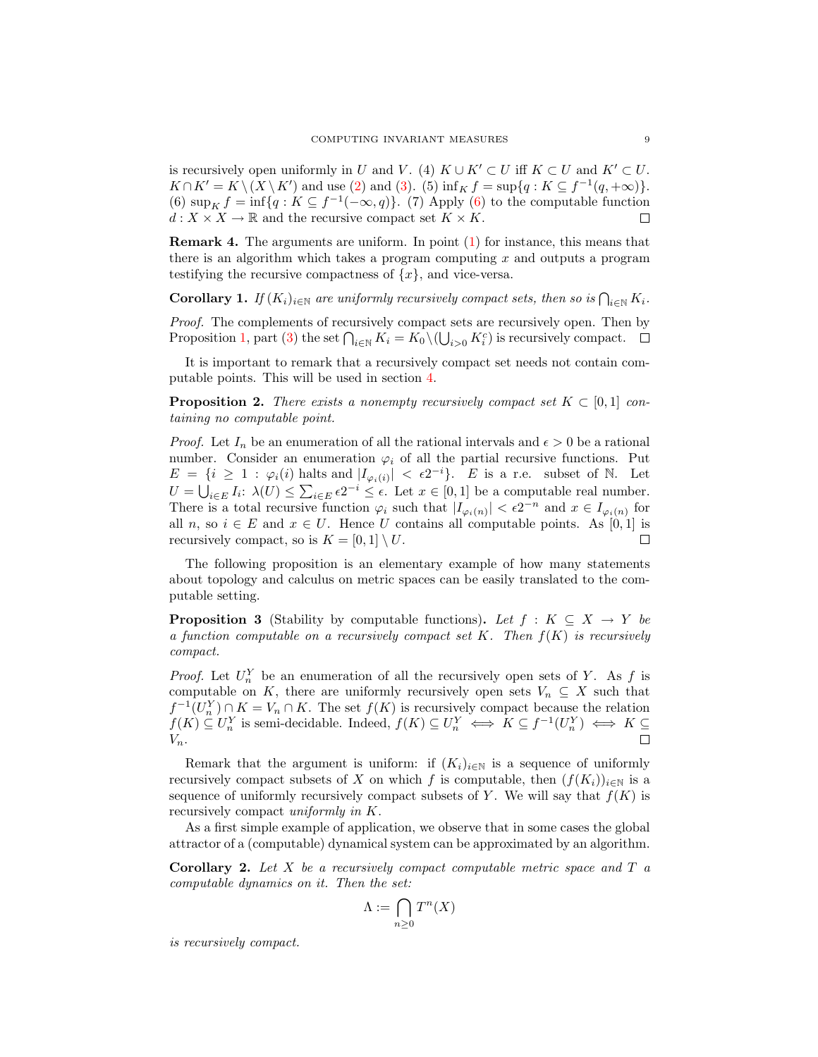is recursively open uniformly in $U$ and $V$. (4) $K \cup K' \subset U$ iff $K \subset U$ and $K' \subset U$. $K \cap K' = K \setminus (X \setminus K')$ and use (2) and (3). (5) $\inf_K f = \sup\{q : K \subseteq f^{-1}(q, +\infty)\}$. (6) $\sup_K f = \inf\{q : K \subseteq f^{-1}(-\infty, q)\}$. (7) Apply (6) to the computable function $d : X \times X \to \mathbb{R}$ and the recursive compact set $K \times K$. ☐

**Remark 4.** The arguments are uniform. In point (1) for instance, this means that there is an algorithm which takes a program computing $x$ and outputs a program testifying the recursive compactness of $\{x\}$, and vice-versa.

**Corollary 1.** *If $(K_i)_{i\in\mathbb{N}}$ are uniformly recursively compact sets, then so is $\bigcap_{i\in\mathbb{N}} K_i$.*

*Proof.* The complements of recursively compact sets are recursively open. Then by Proposition 1, part (3) the set $\bigcap_{i\in\mathbb{N}} K_i = K_0 \setminus (\bigcup_{i>0} K_i^c)$ is recursively compact. ☐

It is important to remark that a recursively compact set needs not contain computable points. This will be used in section 4.

**Proposition 2.** *There exists a nonempty recursively compact set $K \subset [0,1]$ containing no computable point.*

*Proof.* Let $I_n$ be an enumeration of all the rational intervals and $\epsilon > 0$ be a rational number. Consider an enumeration $\varphi_i$ of all the partial recursive functions. Put $E = \{i \geq 1 : \varphi_i(i) \text{ halts and } |I_{\varphi_i(i)}| < \epsilon 2^{-i}\}$. $E$ is a r.e. subset of $\mathbb{N}$. Let $U = \bigcup_{i\in E} I_i$: $\lambda(U) \leq \sum_{i\in E} \epsilon 2^{-i} \leq \epsilon$. Let $x \in [0,1]$ be a computable real number. There is a total recursive function $\varphi_i$ such that $|I_{\varphi_i(n)}| < \epsilon 2^{-n}$ and $x \in I_{\varphi_i(n)}$ for all $n$, so $i \in E$ and $x \in U$. Hence $U$ contains all computable points. As $[0,1]$ is recursively compact, so is $K = [0,1] \setminus U$. ☐

The following proposition is an elementary example of how many statements about topology and calculus on metric spaces can be easily translated to the computable setting.

**Proposition 3** (Stability by computable functions)**.** *Let $f : K \subseteq X \to Y$ be a function computable on a recursively compact set $K$. Then $f(K)$ is recursively compact.*

*Proof.* Let $U_n^Y$ be an enumeration of all the recursively open sets of $Y$. As $f$ is computable on $K$, there are uniformly recursively open sets $V_n \subseteq X$ such that $f^{-1}(U_n^Y) \cap K = V_n \cap K$. The set $f(K)$ is recursively compact because the relation $f(K) \subseteq U_n^Y$ is semi-decidable. Indeed, $f(K) \subseteq U_n^Y \iff K \subseteq f^{-1}(U_n^Y) \iff K \subseteq V_n$. ☐

Remark that the argument is uniform: if $(K_i)_{i\in\mathbb{N}}$ is a sequence of uniformly recursively compact subsets of $X$ on which $f$ is computable, then $(f(K_i))_{i\in\mathbb{N}}$ is a sequence of uniformly recursively compact subsets of $Y$. We will say that $f(K)$ is recursively compact *uniformly* in $K$.

As a first simple example of application, we observe that in some cases the global attractor of a (computable) dynamical system can be approximated by an algorithm.

**Corollary 2.** *Let $X$ be a recursively compact computable metric space and $T$ a computable dynamics on it. Then the set:*

$$\Lambda := \bigcap_{n\geq 0} T^n(X)$$

*is recursively compact.*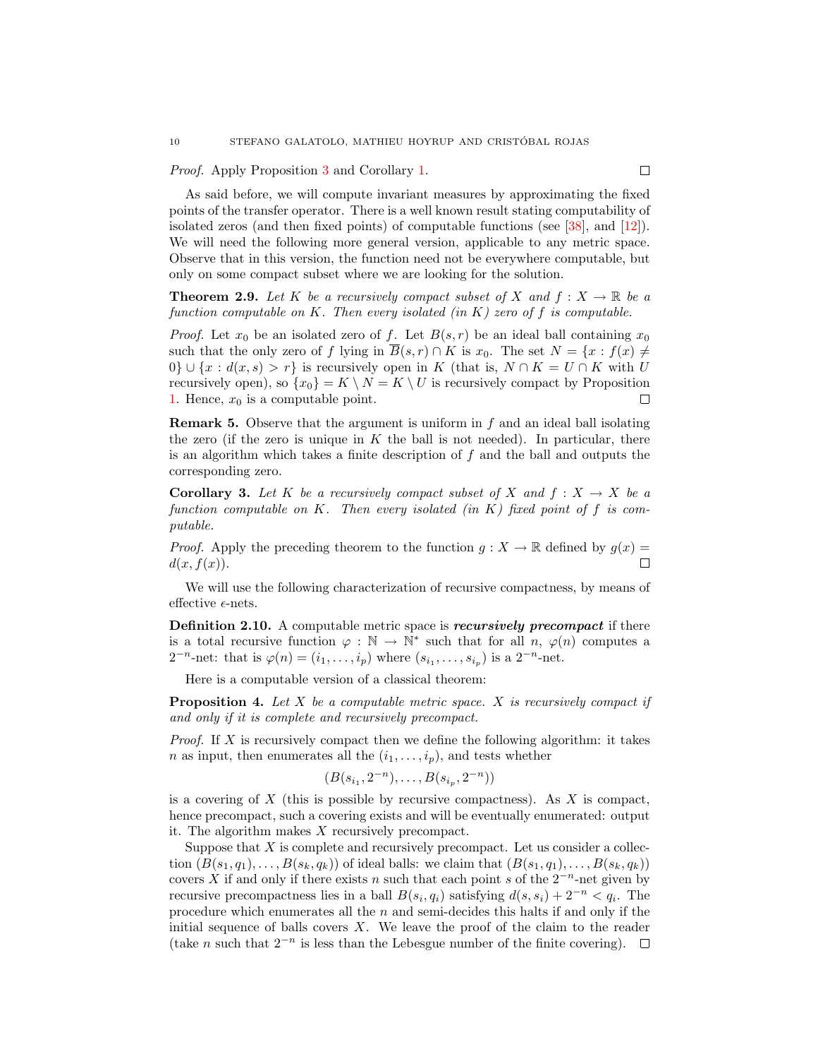*Proof.* Apply Proposition 3 and Corollary 1. □

As said before, we will compute invariant measures by approximating the fixed points of the transfer operator. There is a well known result stating computability of isolated zeros (and then fixed points) of computable functions (see [38], and [12]). We will need the following more general version, applicable to any metric space. Observe that in this version, the function need not be everywhere computable, but only on some compact subset where we are looking for the solution.

**Theorem 2.9.** *Let $K$ be a recursively compact subset of $X$ and $f : X \to \mathbb{R}$ be a function computable on $K$. Then every isolated (in $K$) zero of $f$ is computable.*

*Proof.* Let $x_0$ be an isolated zero of $f$. Let $B(s,r)$ be an ideal ball containing $x_0$ such that the only zero of $f$ lying in $\overline{B}(s,r) \cap K$ is $x_0$. The set $N = \{x : f(x) \neq 0\} \cup \{x : d(x,s) > r\}$ is recursively open in $K$ (that is, $N \cap K = U \cap K$ with $U$ recursively open), so $\{x_0\} = K \setminus N = K \setminus U$ is recursively compact by Proposition 1. Hence, $x_0$ is a computable point. □

**Remark 5.** Observe that the argument is uniform in $f$ and an ideal ball isolating the zero (if the zero is unique in $K$ the ball is not needed). In particular, there is an algorithm which takes a finite description of $f$ and the ball and outputs the corresponding zero.

**Corollary 3.** *Let $K$ be a recursively compact subset of $X$ and $f : X \to X$ be a function computable on $K$. Then every isolated (in $K$) fixed point of $f$ is computable.*

*Proof.* Apply the preceding theorem to the function $g : X \to \mathbb{R}$ defined by $g(x) = d(x, f(x))$. □

We will use the following characterization of recursive compactness, by means of effective $\epsilon$-nets.

**Definition 2.10.** A computable metric space is ***recursively precompact*** if there is a total recursive function $\varphi : \mathbb{N} \to \mathbb{N}^*$ such that for all $n$, $\varphi(n)$ computes a $2^{-n}$-net: that is $\varphi(n) = (i_1, \ldots, i_p)$ where $(s_{i_1}, \ldots, s_{i_p})$ is a $2^{-n}$-net.

Here is a computable version of a classical theorem:

**Proposition 4.** *Let $X$ be a computable metric space. $X$ is recursively compact if and only if it is complete and recursively precompact.*

*Proof.* If $X$ is recursively compact then we define the following algorithm: it takes $n$ as input, then enumerates all the $(i_1, \ldots, i_p)$, and tests whether

$$(B(s_{i_1}, 2^{-n}), \ldots, B(s_{i_p}, 2^{-n}))$$

is a covering of $X$ (this is possible by recursive compactness). As $X$ is compact, hence precompact, such a covering exists and will be eventually enumerated: output it. The algorithm makes $X$ recursively precompact.

Suppose that $X$ is complete and recursively precompact. Let us consider a collection $(B(s_1, q_1), \ldots, B(s_k, q_k))$ of ideal balls: we claim that $(B(s_1, q_1), \ldots, B(s_k, q_k))$ covers $X$ if and only if there exists $n$ such that each point $s$ of the $2^{-n}$-net given by recursive precompactness lies in a ball $B(s_i, q_i)$ satisfying $d(s, s_i) + 2^{-n} < q_i$. The procedure which enumerates all the $n$ and semi-decides this halts if and only if the initial sequence of balls covers $X$. We leave the proof of the claim to the reader (take $n$ such that $2^{-n}$ is less than the Lebesgue number of the finite covering). □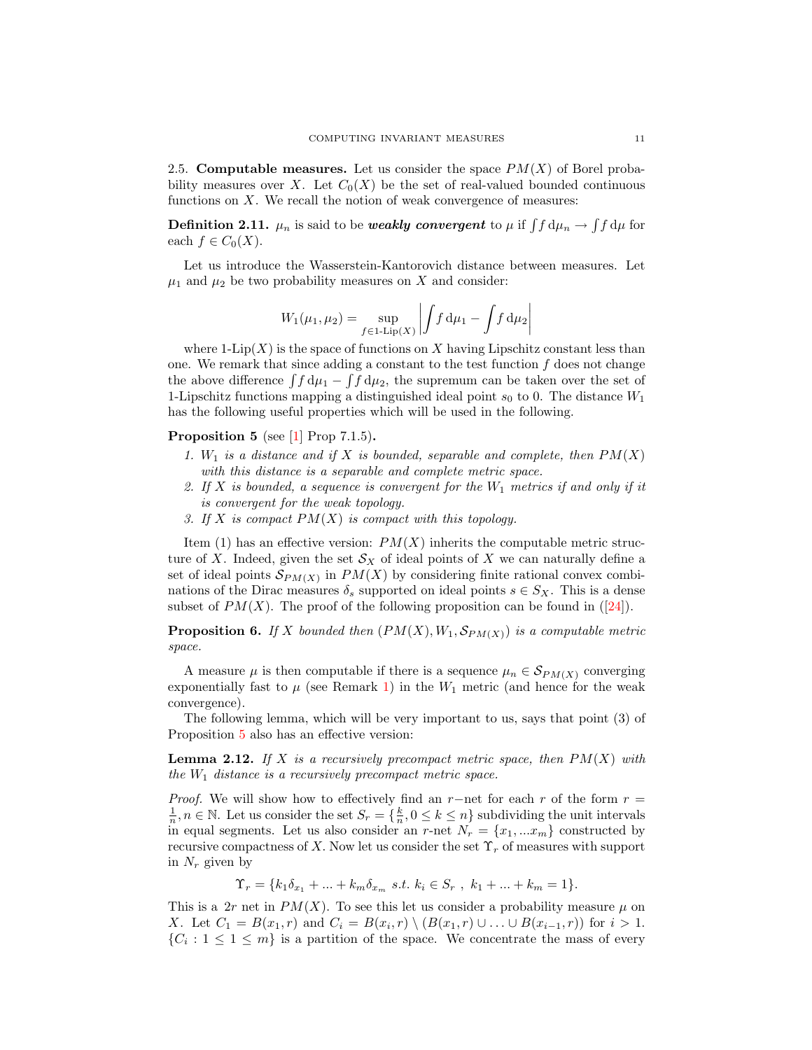2.5. **Computable measures.** Let us consider the space $PM(X)$ of Borel probability measures over $X$. Let $C_0(X)$ be the set of real-valued bounded continuous functions on $X$. We recall the notion of weak convergence of measures:

**Definition 2.11.** $\mu_n$ is said to be ***weakly convergent*** to $\mu$ if $\int f \,\mathrm{d}\mu_n \to \int f \,\mathrm{d}\mu$ for each $f \in C_0(X)$.

Let us introduce the Wasserstein-Kantorovich distance between measures. Let $\mu_1$ and $\mu_2$ be two probability measures on $X$ and consider:

$$W_1(\mu_1, \mu_2) = \sup_{f \in 1\text{-Lip}(X)} \left| \int f \,\mathrm{d}\mu_1 - \int f \,\mathrm{d}\mu_2 \right|$$

where 1-Lip$(X)$ is the space of functions on $X$ having Lipschitz constant less than one. We remark that since adding a constant to the test function $f$ does not change the above difference $\int f \,\mathrm{d}\mu_1 - \int f \,\mathrm{d}\mu_2$, the supremum can be taken over the set of 1-Lipschitz functions mapping a distinguished ideal point $s_0$ to 0. The distance $W_1$ has the following useful properties which will be used in the following.

**Proposition 5** (see [1] Prop 7.1.5)**.**

1. *$W_1$ is a distance and if $X$ is bounded, separable and complete, then $PM(X)$ with this distance is a separable and complete metric space.*
2. *If $X$ is bounded, a sequence is convergent for the $W_1$ metrics if and only if it is convergent for the weak topology.*
3. *If $X$ is compact $PM(X)$ is compact with this topology.*

Item (1) has an effective version: $PM(X)$ inherits the computable metric structure of $X$. Indeed, given the set $\mathcal{S}_X$ of ideal points of $X$ we can naturally define a set of ideal points $\mathcal{S}_{PM(X)}$ in $PM(X)$ by considering finite rational convex combinations of the Dirac measures $\delta_s$ supported on ideal points $s \in S_X$. This is a dense subset of $PM(X)$. The proof of the following proposition can be found in ([24]).

**Proposition 6.** *If $X$ bounded then $(PM(X), W_1, \mathcal{S}_{PM(X)})$ is a computable metric space.*

A measure $\mu$ is then computable if there is a sequence $\mu_n \in \mathcal{S}_{PM(X)}$ converging exponentially fast to $\mu$ (see Remark 1) in the $W_1$ metric (and hence for the weak convergence).

The following lemma, which will be very important to us, says that point (3) of Proposition 5 also has an effective version:

**Lemma 2.12.** *If $X$ is a recursively precompact metric space, then $PM(X)$ with the $W_1$ distance is a recursively precompact metric space.*

*Proof.* We will show how to effectively find an $r-$net for each $r$ of the form $r = \frac{1}{n}, n \in \mathbb{N}$. Let us consider the set $S_r = \{\frac{k}{n}, 0 \leq k \leq n\}$ subdividing the unit intervals in equal segments. Let us also consider an $r$-net $N_r = \{x_1, ...x_m\}$ constructed by recursive compactness of $X$. Now let us consider the set $\Upsilon_r$ of measures with support in $N_r$ given by

$$\Upsilon_r = \{k_1\delta_{x_1} + ... + k_m\delta_{x_m} \ s.t. \ k_i \in S_r \ , \ k_1 + ... + k_m = 1\}.$$

This is a $2r$ net in $PM(X)$. To see this let us consider a probability measure $\mu$ on $X$. Let $C_1 = B(x_1, r)$ and $C_i = B(x_i, r) \setminus (B(x_1, r) \cup \ldots \cup B(x_{i-1}, r))$ for $i > 1$. $\{C_i : 1 \leq 1 \leq m\}$ is a partition of the space. We concentrate the mass of every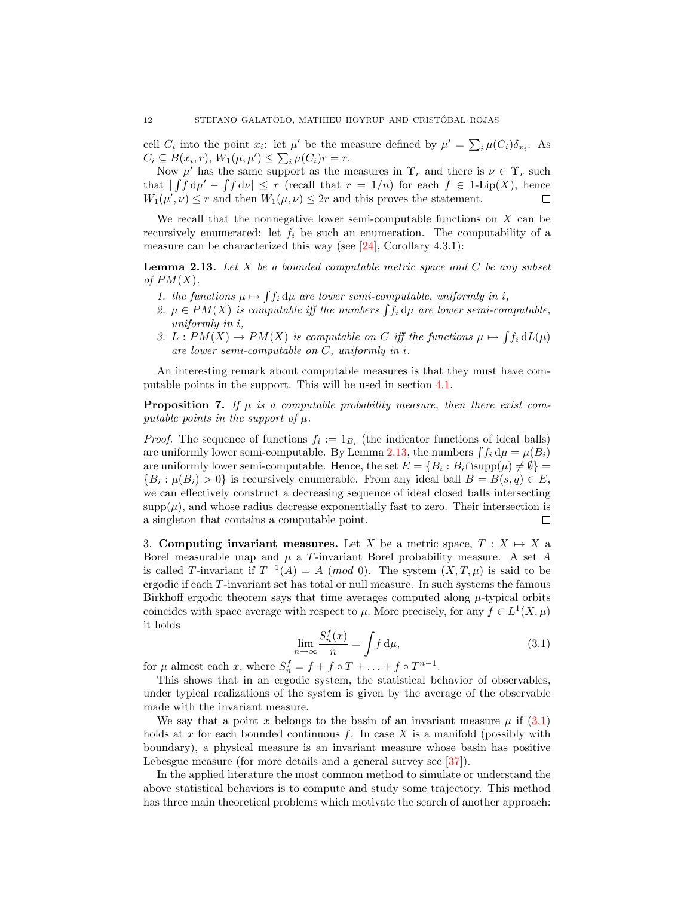cell $C_i$ into the point $x_i$: let $\mu'$ be the measure defined by $\mu' = \sum_i \mu(C_i)\delta_{x_i}$. As $C_i \subseteq B(x_i, r)$, $W_1(\mu, \mu') \leq \sum_i \mu(C_i) r = r$.

Now $\mu'$ has the same support as the measures in $\Upsilon_r$ and there is $\nu \in \Upsilon_r$ such that $|\int f \, d\mu' - \int f \, d\nu| \leq r$ (recall that $r = 1/n$) for each $f \in$ 1-Lip$(X)$, hence $W_1(\mu', \nu) \leq r$ and then $W_1(\mu, \nu) \leq 2r$ and this proves the statement. □

We recall that the nonnegative lower semi-computable functions on $X$ can be recursively enumerated: let $f_i$ be such an enumeration. The computability of a measure can be characterized this way (see [24], Corollary 4.3.1):

**Lemma 2.13.** *Let $X$ be a bounded computable metric space and $C$ be any subset of $PM(X)$.*

1. *the functions $\mu \mapsto \int f_i \, d\mu$ are lower semi-computable, uniformly in $i$,*
2. *$\mu \in PM(X)$ is computable iff the numbers $\int f_i \, d\mu$ are lower semi-computable, uniformly in $i$,*
3. *$L : PM(X) \to PM(X)$ is computable on $C$ iff the functions $\mu \mapsto \int f_i \, dL(\mu)$ are lower semi-computable on $C$, uniformly in $i$.*

An interesting remark about computable measures is that they must have computable points in the support. This will be used in section 4.1.

**Proposition 7.** *If $\mu$ is a computable probability measure, then there exist computable points in the support of $\mu$.*

*Proof.* The sequence of functions $f_i := 1_{B_i}$ (the indicator functions of ideal balls) are uniformly lower semi-computable. By Lemma 2.13, the numbers $\int f_i \, d\mu = \mu(B_i)$ are uniformly lower semi-computable. Hence, the set $E = \{B_i : B_i \cap \text{supp}(\mu) \neq \emptyset\} = \{B_i : \mu(B_i) > 0\}$ is recursively enumerable. From any ideal ball $B = B(s, q) \in E$, we can effectively construct a decreasing sequence of ideal closed balls intersecting $\text{supp}(\mu)$, and whose radius decrease exponentially fast to zero. Their intersection is a singleton that contains a computable point. □

3. **Computing invariant measures.** Let $X$ be a metric space, $T : X \mapsto X$ a Borel measurable map and $\mu$ a $T$-invariant Borel probability measure. A set $A$ is called $T$-invariant if $T^{-1}(A) = A$ $(mod\ 0)$. The system $(X, T, \mu)$ is said to be ergodic if each $T$-invariant set has total or null measure. In such systems the famous Birkhoff ergodic theorem says that time averages computed along $\mu$-typical orbits coincides with space average with respect to $\mu$. More precisely, for any $f \in L^1(X, \mu)$ it holds

$$\lim_{n \to \infty} \frac{S_n^f(x)}{n} = \int f \, d\mu, \tag{3.1}$$

for $\mu$ almost each $x$, where $S_n^f = f + f \circ T + \ldots + f \circ T^{n-1}$.

This shows that in an ergodic system, the statistical behavior of observables, under typical realizations of the system is given by the average of the observable made with the invariant measure.

We say that a point $x$ belongs to the basin of an invariant measure $\mu$ if (3.1) holds at $x$ for each bounded continuous $f$. In case $X$ is a manifold (possibly with boundary), a physical measure is an invariant measure whose basin has positive Lebesgue measure (for more details and a general survey see [37]).

In the applied literature the most common method to simulate or understand the above statistical behaviors is to compute and study some trajectory. This method has three main theoretical problems which motivate the search of another approach: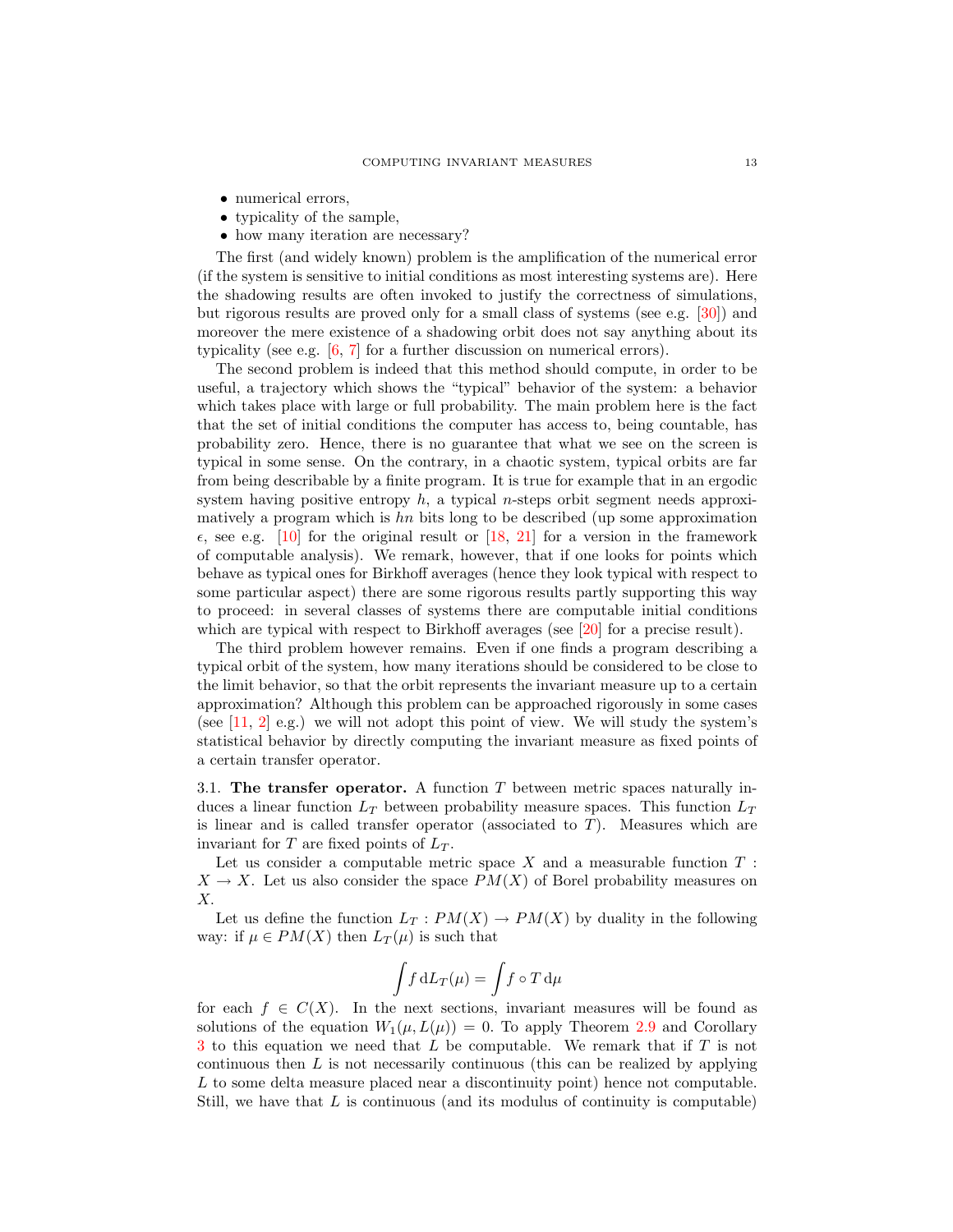- numerical errors,
- typicality of the sample,
- how many iteration are necessary?

The first (and widely known) problem is the amplification of the numerical error (if the system is sensitive to initial conditions as most interesting systems are). Here the shadowing results are often invoked to justify the correctness of simulations, but rigorous results are proved only for a small class of systems (see e.g. [30]) and moreover the mere existence of a shadowing orbit does not say anything about its typicality (see e.g. [6, 7] for a further discussion on numerical errors).

The second problem is indeed that this method should compute, in order to be useful, a trajectory which shows the "typical" behavior of the system: a behavior which takes place with large or full probability. The main problem here is the fact that the set of initial conditions the computer has access to, being countable, has probability zero. Hence, there is no guarantee that what we see on the screen is typical in some sense. On the contrary, in a chaotic system, typical orbits are far from being describable by a finite program. It is true for example that in an ergodic system having positive entropy $h$, a typical $n$-steps orbit segment needs approximatively a program which is $hn$ bits long to be described (up some approximation $\epsilon$, see e.g. [10] for the original result or [18, 21] for a version in the framework of computable analysis). We remark, however, that if one looks for points which behave as typical ones for Birkhoff averages (hence they look typical with respect to some particular aspect) there are some rigorous results partly supporting this way to proceed: in several classes of systems there are computable initial conditions which are typical with respect to Birkhoff averages (see [20] for a precise result).

The third problem however remains. Even if one finds a program describing a typical orbit of the system, how many iterations should be considered to be close to the limit behavior, so that the orbit represents the invariant measure up to a certain approximation? Although this problem can be approached rigorously in some cases (see [11, 2] e.g.) we will not adopt this point of view. We will study the system's statistical behavior by directly computing the invariant measure as fixed points of a certain transfer operator.

3.1. **The transfer operator.** A function $T$ between metric spaces naturally induces a linear function $L_T$ between probability measure spaces. This function $L_T$ is linear and is called transfer operator (associated to $T$). Measures which are invariant for $T$ are fixed points of $L_T$.

Let us consider a computable metric space $X$ and a measurable function $T : X \to X$. Let us also consider the space $PM(X)$ of Borel probability measures on $X$.

Let us define the function $L_T : PM(X) \to PM(X)$ by duality in the following way: if $\mu \in PM(X)$ then $L_T(\mu)$ is such that

$$\int f \, \mathrm{d}L_T(\mu) = \int f \circ T \, \mathrm{d}\mu$$

for each $f \in C(X)$. In the next sections, invariant measures will be found as solutions of the equation $W_1(\mu, L(\mu)) = 0$. To apply Theorem 2.9 and Corollary 3 to this equation we need that $L$ be computable. We remark that if $T$ is not continuous then $L$ is not necessarily continuous (this can be realized by applying $L$ to some delta measure placed near a discontinuity point) hence not computable. Still, we have that $L$ is continuous (and its modulus of continuity is computable)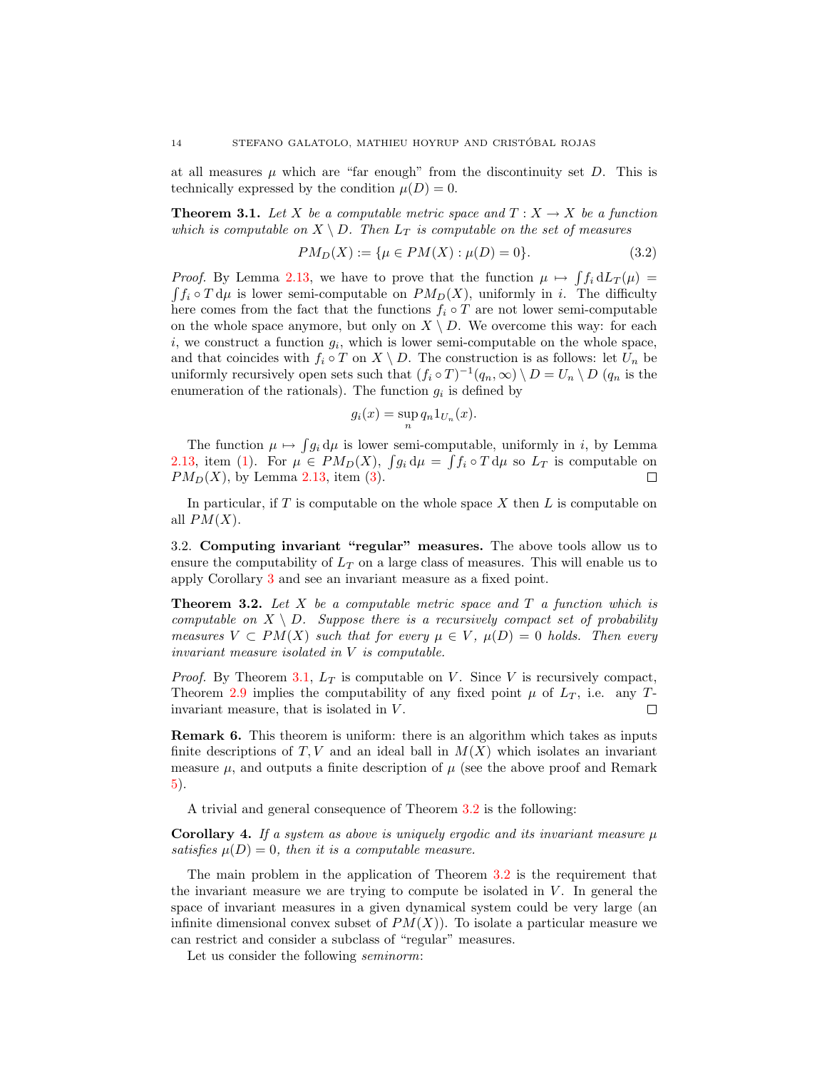at all measures $\mu$ which are "far enough" from the discontinuity set $D$. This is technically expressed by the condition $\mu(D) = 0$.

**Theorem 3.1.** *Let $X$ be a computable metric space and $T : X \to X$ be a function which is computable on $X \setminus D$. Then $L_T$ is computable on the set of measures*

$$PM_D(X) := \{\mu \in PM(X) : \mu(D) = 0\}. \tag{3.2}$$

*Proof.* By Lemma 2.13, we have to prove that the function $\mu \mapsto \int f_i \, dL_T(\mu) = \int f_i \circ T \, d\mu$ is lower semi-computable on $PM_D(X)$, uniformly in $i$. The difficulty here comes from the fact that the functions $f_i \circ T$ are not lower semi-computable on the whole space anymore, but only on $X \setminus D$. We overcome this way: for each $i$, we construct a function $g_i$, which is lower semi-computable on the whole space, and that coincides with $f_i \circ T$ on $X \setminus D$. The construction is as follows: let $U_n$ be uniformly recursively open sets such that $(f_i \circ T)^{-1}(q_n, \infty) \setminus D = U_n \setminus D$ ($q_n$ is the enumeration of the rationals). The function $g_i$ is defined by

$$g_i(x) = \sup_n q_n 1_{U_n}(x).$$

The function $\mu \mapsto \int g_i \, d\mu$ is lower semi-computable, uniformly in $i$, by Lemma 2.13, item (1). For $\mu \in PM_D(X)$, $\int g_i \, d\mu = \int f_i \circ T \, d\mu$ so $L_T$ is computable on $PM_D(X)$, by Lemma 2.13, item (3). □

In particular, if $T$ is computable on the whole space $X$ then $L$ is computable on all $PM(X)$.

3.2. **Computing invariant "regular" measures.** The above tools allow us to ensure the computability of $L_T$ on a large class of measures. This will enable us to apply Corollary 3 and see an invariant measure as a fixed point.

**Theorem 3.2.** *Let $X$ be a computable metric space and $T$ a function which is computable on $X \setminus D$. Suppose there is a recursively compact set of probability measures $V \subset PM(X)$ such that for every $\mu \in V$, $\mu(D) = 0$ holds. Then every invariant measure isolated in $V$ is computable.*

*Proof.* By Theorem 3.1, $L_T$ is computable on $V$. Since $V$ is recursively compact, Theorem 2.9 implies the computability of any fixed point $\mu$ of $L_T$, i.e. any $T$-invariant measure, that is isolated in $V$. □

**Remark 6.** This theorem is uniform: there is an algorithm which takes as inputs finite descriptions of $T, V$ and an ideal ball in $M(X)$ which isolates an invariant measure $\mu$, and outputs a finite description of $\mu$ (see the above proof and Remark 5).

A trivial and general consequence of Theorem 3.2 is the following:

**Corollary 4.** *If a system as above is uniquely ergodic and its invariant measure $\mu$ satisfies $\mu(D) = 0$, then it is a computable measure.*

The main problem in the application of Theorem 3.2 is the requirement that the invariant measure we are trying to compute be isolated in $V$. In general the space of invariant measures in a given dynamical system could be very large (an infinite dimensional convex subset of $PM(X)$). To isolate a particular measure we can restrict and consider a subclass of "regular" measures.

Let us consider the following *seminorm*: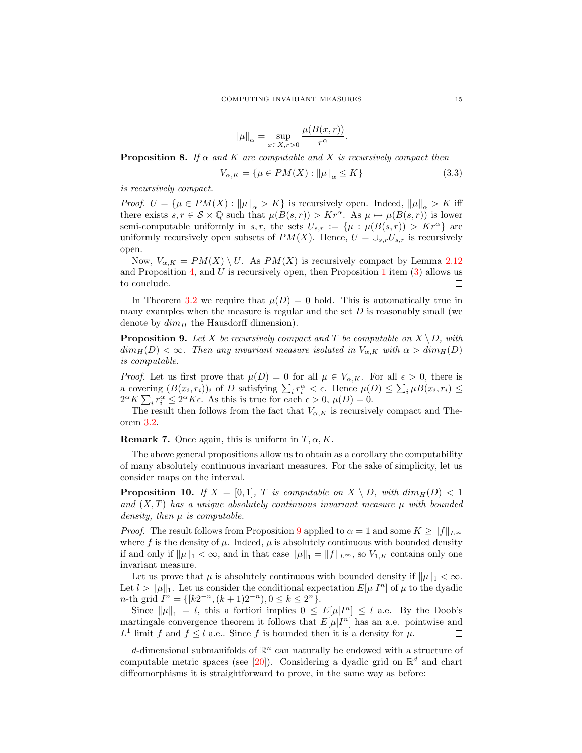$$\|\mu\|_\alpha = \sup_{x\in X, r>0} \frac{\mu(B(x,r))}{r^\alpha}.$$

**Proposition 8.** *If $\alpha$ and $K$ are computable and $X$ is recursively compact then*

$$V_{\alpha,K} = \{\mu \in PM(X) : \|\mu\|_\alpha \le K\} \tag{3.3}$$

*is recursively compact.*

*Proof.* $U = \{\mu \in PM(X) : \|\mu\|_\alpha > K\}$ is recursively open. Indeed, $\|\mu\|_\alpha > K$ iff there exists $s, r \in \mathcal{S} \times \mathbb{Q}$ such that $\mu(B(s,r)) > Kr^\alpha$. As $\mu \mapsto \mu(B(s,r))$ is lower semi-computable uniformly in $s, r$, the sets $U_{s,r} := \{\mu : \mu(B(s,r)) > Kr^\alpha\}$ are uniformly recursively open subsets of $PM(X)$. Hence, $U = \cup_{s,r} U_{s,r}$ is recursively open.

Now, $V_{\alpha,K} = PM(X) \setminus U$. As $PM(X)$ is recursively compact by Lemma 2.12 and Proposition 4, and $U$ is recursively open, then Proposition 1 item (3) allows us to conclude. □

In Theorem 3.2 we require that $\mu(D) = 0$ hold. This is automatically true in many examples when the measure is regular and the set $D$ is reasonably small (we denote by $dim_H$ the Hausdorff dimension).

**Proposition 9.** *Let $X$ be recursively compact and $T$ be computable on $X \setminus D$, with $dim_H(D) < \infty$. Then any invariant measure isolated in $V_{\alpha,K}$ with $\alpha > dim_H(D)$ is computable.*

*Proof.* Let us first prove that $\mu(D) = 0$ for all $\mu \in V_{\alpha,K}$. For all $\epsilon > 0$, there is a covering $(B(x_i, r_i))_i$ of $D$ satisfying $\sum_i r_i^\alpha < \epsilon$. Hence $\mu(D) \le \sum_i \mu B(x_i, r_i) \le 2^\alpha K \sum_i r_i^\alpha \le 2^\alpha K\epsilon$. As this is true for each $\epsilon > 0$, $\mu(D) = 0$.

The result then follows from the fact that $V_{\alpha,K}$ is recursively compact and Theorem 3.2. □

**Remark 7.** Once again, this is uniform in $T, \alpha, K$.

The above general propositions allow us to obtain as a corollary the computability of many absolutely continuous invariant measures. For the sake of simplicity, let us consider maps on the interval.

**Proposition 10.** *If $X = [0,1]$, $T$ is computable on $X \setminus D$, with $dim_H(D) < 1$ and $(X,T)$ has a unique absolutely continuous invariant measure $\mu$ with bounded density, then $\mu$ is computable.*

*Proof.* The result follows from Proposition 9 applied to $\alpha = 1$ and some $K \ge \|f\|_{L^\infty}$ where $f$ is the density of $\mu$. Indeed, $\mu$ is absolutely continuous with bounded density if and only if $\|\mu\|_1 < \infty$, and in that case $\|\mu\|_1 = \|f\|_{L^\infty}$, so $V_{1,K}$ contains only one invariant measure.

Let us prove that $\mu$ is absolutely continuous with bounded density if $\|\mu\|_1 < \infty$. Let $l > \|\mu\|_1$. Let us consider the conditional expectation $E[\mu|I^n]$ of $\mu$ to the dyadic $n$-th grid $I^n = \{[k2^{-n}, (k+1)2^{-n}), 0 \le k \le 2^n\}$.

Since $\|\mu\|_1 = l$, this a fortiori implies $0 \le E[\mu|I^n] \le l$ a.e. By the Doob's martingale convergence theorem it follows that $E[\mu|I^n]$ has an a.e. pointwise and $L^1$ limit $f$ and $f \le l$ a.e.. Since $f$ is bounded then it is a density for $\mu$. □

$d$-dimensional submanifolds of $\mathbb{R}^n$ can naturally be endowed with a structure of computable metric spaces (see [20]). Considering a dyadic grid on $\mathbb{R}^d$ and chart diffeomorphisms it is straightforward to prove, in the same way as before: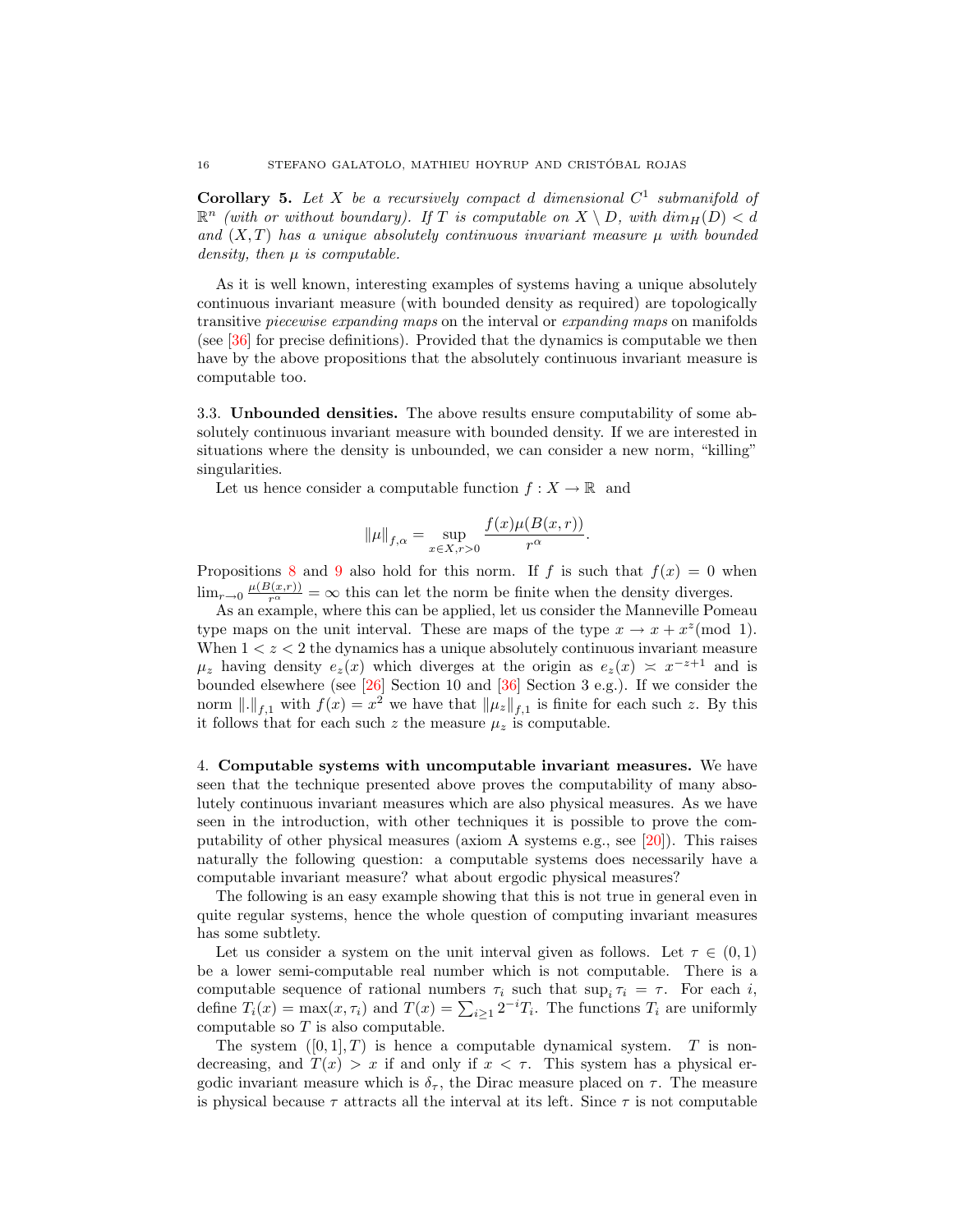**Corollary 5.** *Let $X$ be a recursively compact $d$ dimensional $C^1$ submanifold of $\mathbb{R}^n$ (with or without boundary). If $T$ is computable on $X \setminus D$, with $dim_H(D) < d$ and $(X, T)$ has a unique absolutely continuous invariant measure $\mu$ with bounded density, then $\mu$ is computable.*

As it is well known, interesting examples of systems having a unique absolutely continuous invariant measure (with bounded density as required) are topologically transitive *piecewise expanding maps* on the interval or *expanding maps* on manifolds (see [36] for precise definitions). Provided that the dynamics is computable we then have by the above propositions that the absolutely continuous invariant measure is computable too.

### 3.3. Unbounded densities.

The above results ensure computability of some absolutely continuous invariant measure with bounded density. If we are interested in situations where the density is unbounded, we can consider a new norm, "killing" singularities.

Let us hence consider a computable function $f : X \to \mathbb{R}$ and

$$\|\mu\|_{f,\alpha} = \sup_{x \in X, r>0} \frac{f(x)\mu(B(x,r))}{r^\alpha}.$$

Propositions 8 and 9 also hold for this norm. If $f$ is such that $f(x) = 0$ when $\lim_{r\to 0} \frac{\mu(B(x,r))}{r^\alpha} = \infty$ this can let the norm be finite when the density diverges.

As an example, where this can be applied, let us consider the Manneville Pomeau type maps on the unit interval. These are maps of the type $x \to x + x^z \pmod 1$. When $1 < z < 2$ the dynamics has a unique absolutely continuous invariant measure $\mu_z$ having density $e_z(x)$ which diverges at the origin as $e_z(x) \asymp x^{-z+1}$ and is bounded elsewhere (see [26] Section 10 and [36] Section 3 e.g.). If we consider the norm $\|.\|_{f,1}$ with $f(x) = x^2$ we have that $\|\mu_z\|_{f,1}$ is finite for each such $z$. By this it follows that for each such $z$ the measure $\mu_z$ is computable.

## 4. Computable systems with uncomputable invariant measures.

We have seen that the technique presented above proves the computability of many absolutely continuous invariant measures which are also physical measures. As we have seen in the introduction, with other techniques it is possible to prove the computability of other physical measures (axiom A systems e.g., see [20]). This raises naturally the following question: a computable systems does necessarily have a computable invariant measure? what about ergodic physical measures?

The following is an easy example showing that this is not true in general even in quite regular systems, hence the whole question of computing invariant measures has some subtlety.

Let us consider a system on the unit interval given as follows. Let $\tau \in (0, 1)$ be a lower semi-computable real number which is not computable. There is a computable sequence of rational numbers $\tau_i$ such that $\sup_i \tau_i = \tau$. For each $i$, define $T_i(x) = \max(x, \tau_i)$ and $T(x) = \sum_{i\geq 1} 2^{-i} T_i$. The functions $T_i$ are uniformly computable so $T$ is also computable.

The system $([0, 1], T)$ is hence a computable dynamical system. $T$ is non-decreasing, and $T(x) > x$ if and only if $x < \tau$. This system has a physical ergodic invariant measure which is $\delta_\tau$, the Dirac measure placed on $\tau$. The measure is physical because $\tau$ attracts all the interval at its left. Since $\tau$ is not computable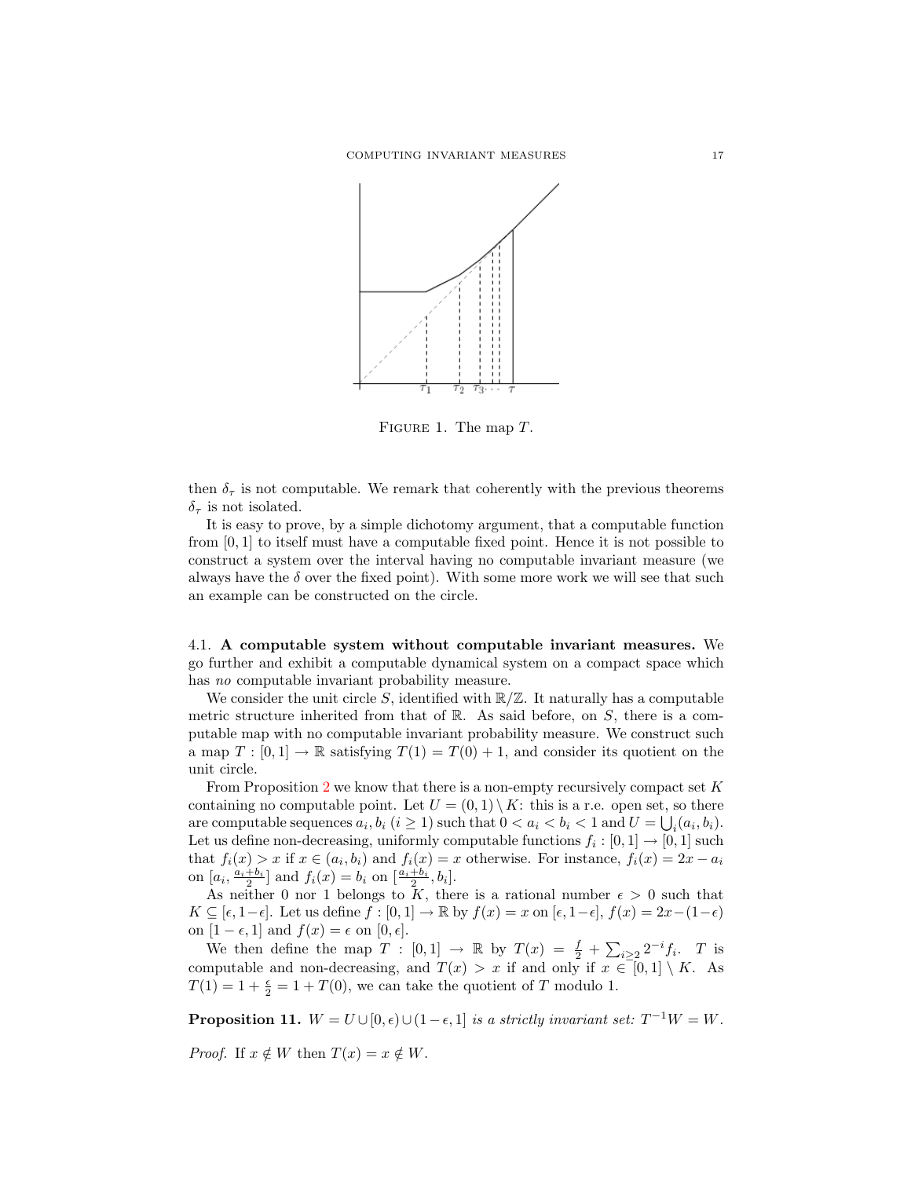$\tau_1$ $\tau_2$ $\tau_3$ . . . $\tau$

FIGURE 1. The map $T$.

then $\delta_\tau$ is not computable. We remark that coherently with the previous theorems $\delta_\tau$ is not isolated.

It is easy to prove, by a simple dichotomy argument, that a computable function from $[0,1]$ to itself must have a computable fixed point. Hence it is not possible to construct a system over the interval having no computable invariant measure (we always have the $\delta$ over the fixed point). With some more work we will see that such an example can be constructed on the circle.

### 4.1. A computable system without computable invariant measures.

We go further and exhibit a computable dynamical system on a compact space which has *no* computable invariant probability measure.

We consider the unit circle $S$, identified with $\mathbb{R}/\mathbb{Z}$. It naturally has a computable metric structure inherited from that of $\mathbb{R}$. As said before, on $S$, there is a computable map with no computable invariant probability measure. We construct such a map $T : [0,1] \to \mathbb{R}$ satisfying $T(1) = T(0) + 1$, and consider its quotient on the unit circle.

From Proposition 2 we know that there is a non-empty recursively compact set $K$ containing no computable point. Let $U = (0,1) \setminus K$: this is a r.e. open set, so there are computable sequences $a_i, b_i$ ($i \geq 1$) such that $0 < a_i < b_i < 1$ and $U = \bigcup_i (a_i, b_i)$. Let us define non-decreasing, uniformly computable functions $f_i : [0,1] \to [0,1]$ such that $f_i(x) > x$ if $x \in (a_i, b_i)$ and $f_i(x) = x$ otherwise. For instance, $f_i(x) = 2x - a_i$ on $[a_i, \frac{a_i+b_i}{2}]$ and $f_i(x) = b_i$ on $[\frac{a_i+b_i}{2}, b_i]$.

As neither 0 nor 1 belongs to $K$, there is a rational number $\epsilon > 0$ such that $K \subseteq [\epsilon, 1-\epsilon]$. Let us define $f : [0,1] \to \mathbb{R}$ by $f(x) = x$ on $[\epsilon, 1-\epsilon]$, $f(x) = 2x - (1-\epsilon)$ on $[1-\epsilon, 1]$ and $f(x) = \epsilon$ on $[0, \epsilon]$.

We then define the map $T : [0,1] \to \mathbb{R}$ by $T(x) = \frac{f}{2} + \sum_{i \geq 2} 2^{-i} f_i$. $T$ is computable and non-decreasing, and $T(x) > x$ if and only if $x \in [0,1] \setminus K$. As $T(1) = 1 + \frac{\epsilon}{2} = 1 + T(0)$, we can take the quotient of $T$ modulo 1.

**Proposition 11.** *$W = U \cup [0, \epsilon) \cup (1-\epsilon, 1]$ is a strictly invariant set: $T^{-1}W = W$.*

*Proof.* If $x \notin W$ then $T(x) = x \notin W$.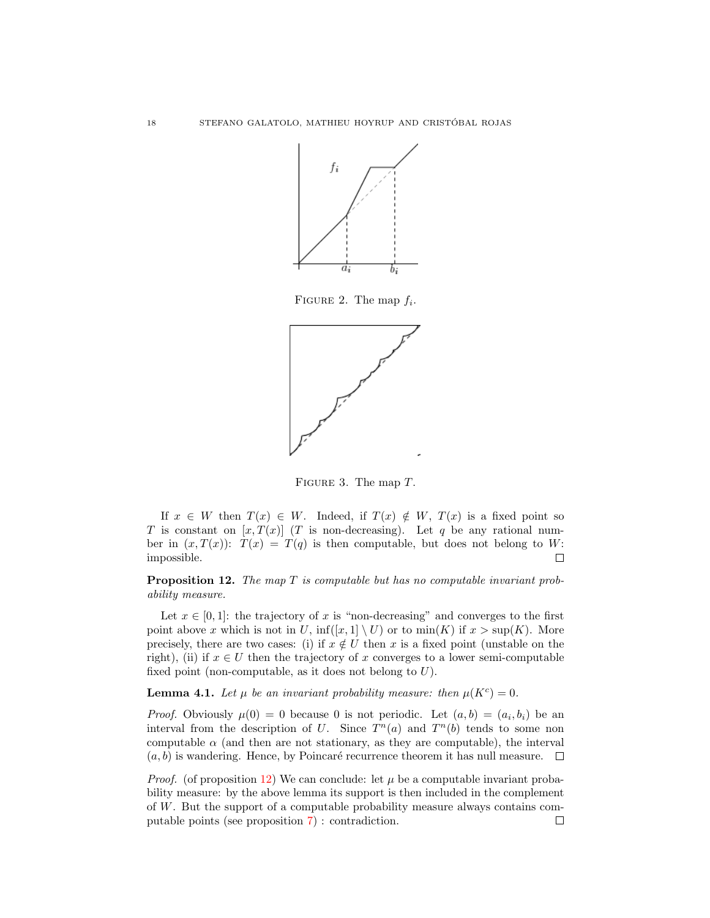$f_i$

$a_i$ $b_i$

Figure 2. The map $f_i$.

Figure 3. The map $T$.

If $x \in W$ then $T(x) \in W$. Indeed, if $T(x) \notin W$, $T(x)$ is a fixed point so $T$ is constant on $[x, T(x)]$ ($T$ is non-decreasing). Let $q$ be any rational number in $(x, T(x))$: $T(x) = T(q)$ is then computable, but does not belong to $W$: impossible. □

**Proposition 12.** *The map $T$ is computable but has no computable invariant probability measure.*

Let $x \in [0,1]$: the trajectory of $x$ is "non-decreasing" and converges to the first point above $x$ which is not in $U$, $\inf([x,1] \setminus U)$ or to $\min(K)$ if $x > \sup(K)$. More precisely, there are two cases: (i) if $x \notin U$ then $x$ is a fixed point (unstable on the right), (ii) if $x \in U$ then the trajectory of $x$ converges to a lower semi-computable fixed point (non-computable, as it does not belong to $U$).

**Lemma 4.1.** *Let $\mu$ be an invariant probability measure: then $\mu(K^c) = 0$.*

*Proof.* Obviously $\mu(0) = 0$ because 0 is not periodic. Let $(a,b) = (a_i, b_i)$ be an interval from the description of $U$. Since $T^n(a)$ and $T^n(b)$ tends to some non computable $\alpha$ (and then are not stationary, as they are computable), the interval $(a,b)$ is wandering. Hence, by Poincaré recurrence theorem it has null measure. □

*Proof.* (of proposition 12) We can conclude: let $\mu$ be a computable invariant probability measure: by the above lemma its support is then included in the complement of $W$. But the support of a computable probability measure always contains computable points (see proposition 7) : contradiction. □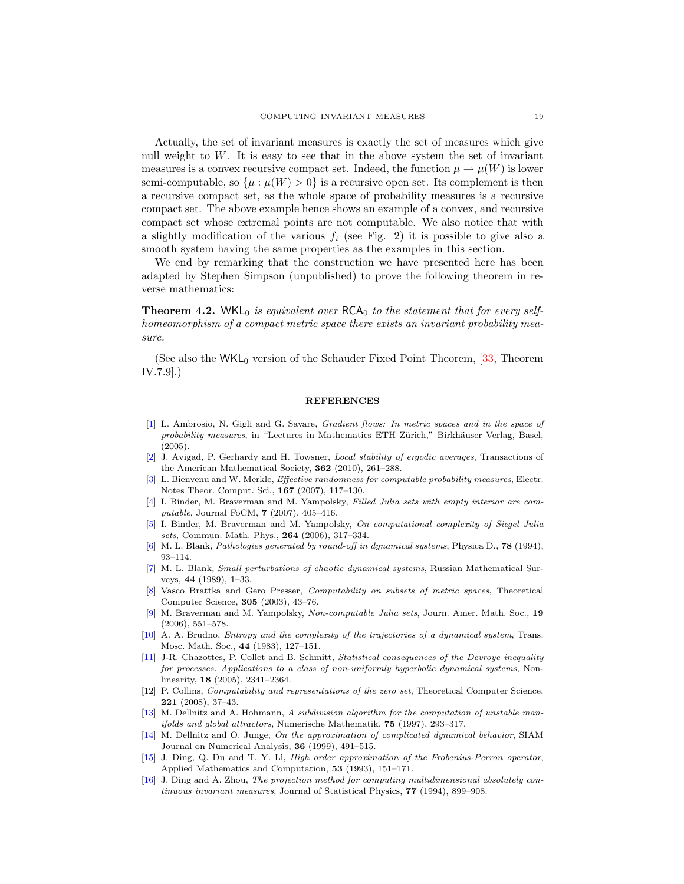Actually, the set of invariant measures is exactly the set of measures which give null weight to $W$. It is easy to see that in the above system the set of invariant measures is a convex recursive compact set. Indeed, the function $\mu \to \mu(W)$ is lower semi-computable, so $\{\mu : \mu(W) > 0\}$ is a recursive open set. Its complement is then a recursive compact set, as the whole space of probability measures is a recursive compact set. The above example hence shows an example of a convex, and recursive compact set whose extremal points are not computable. We also notice that with a slightly modification of the various $f_i$ (see Fig. 2) it is possible to give also a smooth system having the same properties as the examples in this section.

We end by remarking that the construction we have presented here has been adapted by Stephen Simpson (unpublished) to prove the following theorem in reverse mathematics:

**Theorem 4.2.** $\mathsf{WKL}_0$ *is equivalent over* $\mathsf{RCA}_0$ *to the statement that for every self-homeomorphism of a compact metric space there exists an invariant probability measure.*

(See also the $\mathsf{WKL}_0$ version of the Schauder Fixed Point Theorem, [33, Theorem IV.7.9].)

## REFERENCES

[1] L. Ambrosio, N. Gigli and G. Savare, *Gradient flows: In metric spaces and in the space of probability measures*, in "Lectures in Mathematics ETH Zürich," Birkhäuser Verlag, Basel, (2005).

[2] J. Avigad, P. Gerhardy and H. Towsner, *Local stability of ergodic averages*, Transactions of the American Mathematical Society, **362** (2010), 261–288.

[3] L. Bienvenu and W. Merkle, *Effective randomness for computable probability measures*, Electr. Notes Theor. Comput. Sci., **167** (2007), 117–130.

[4] I. Binder, M. Braverman and M. Yampolsky, *Filled Julia sets with empty interior are computable*, Journal FoCM, **7** (2007), 405–416.

[5] I. Binder, M. Braverman and M. Yampolsky, *On computational complexity of Siegel Julia sets*, Commun. Math. Phys., **264** (2006), 317–334.

[6] M. L. Blank, *Pathologies generated by round-off in dynamical systems*, Physica D., **78** (1994), 93–114.

[7] M. L. Blank, *Small perturbations of chaotic dynamical systems*, Russian Mathematical Surveys, **44** (1989), 1–33.

[8] Vasco Brattka and Gero Presser, *Computability on subsets of metric spaces*, Theoretical Computer Science, **305** (2003), 43–76.

[9] M. Braverman and M. Yampolsky, *Non-computable Julia sets*, Journ. Amer. Math. Soc., **19** (2006), 551–578.

[10] A. A. Brudno, *Entropy and the complexity of the trajectories of a dynamical system*, Trans. Mosc. Math. Soc., **44** (1983), 127–151.

[11] J-R. Chazottes, P. Collet and B. Schmitt, *Statistical consequences of the Devroye inequality for processes. Applications to a class of non-uniformly hyperbolic dynamical systems*, Nonlinearity, **18** (2005), 2341–2364.

[12] P. Collins, *Computability and representations of the zero set*, Theoretical Computer Science, **221** (2008), 37–43.

[13] M. Dellnitz and A. Hohmann, *A subdivision algorithm for the computation of unstable manifolds and global attractors*, Numerische Mathematik, **75** (1997), 293–317.

[14] M. Dellnitz and O. Junge, *On the approximation of complicated dynamical behavior*, SIAM Journal on Numerical Analysis, **36** (1999), 491–515.

[15] J. Ding, Q. Du and T. Y. Li, *High order approximation of the Frobenius-Perron operator*, Applied Mathematics and Computation, **53** (1993), 151–171.

[16] J. Ding and A. Zhou, *The projection method for computing multidimensional absolutely continuous invariant measures*, Journal of Statistical Physics, **77** (1994), 899–908.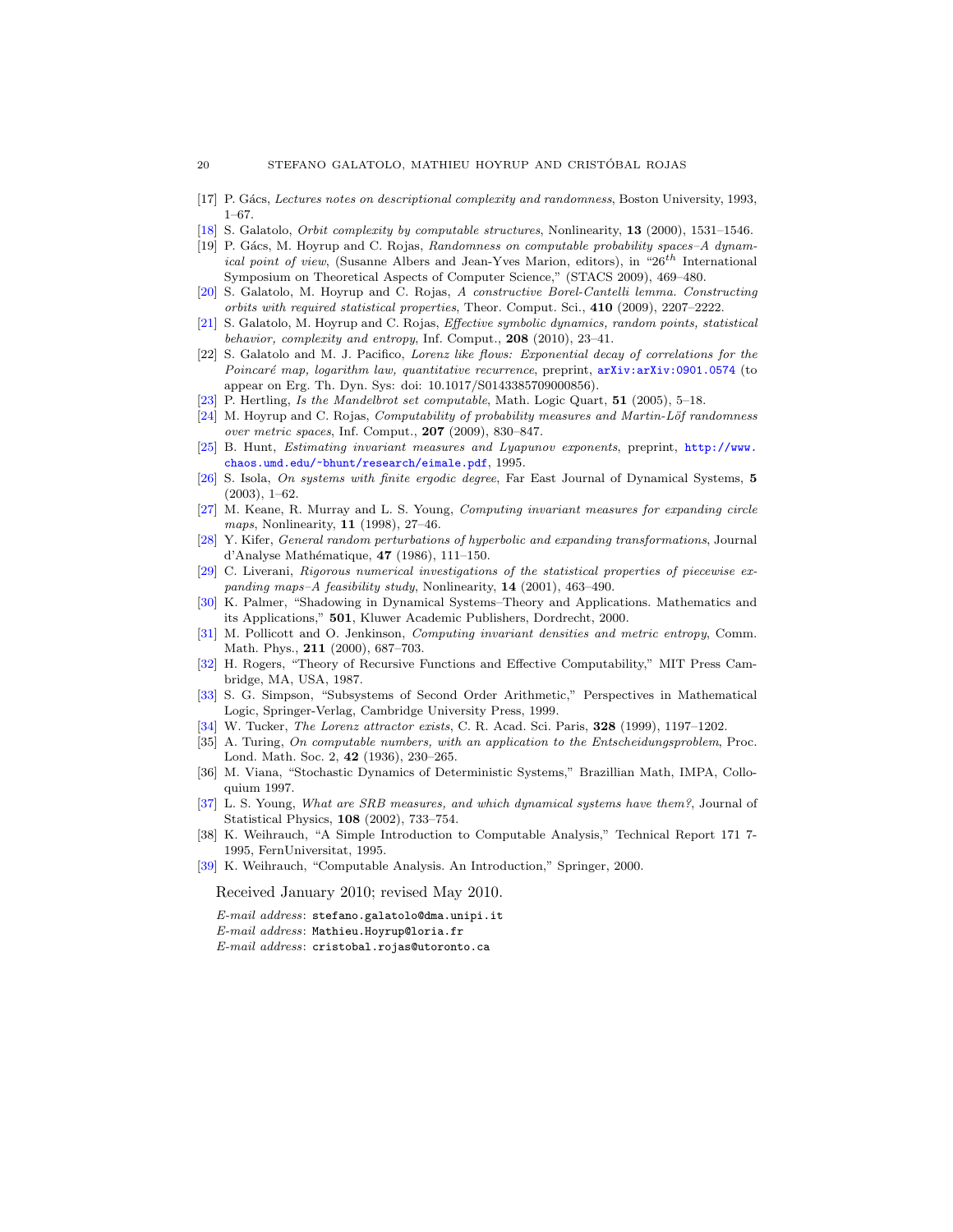[17] P. Gács, *Lectures notes on descriptional complexity and randomness*, Boston University, 1993, 1–67.

[18] S. Galatolo, *Orbit complexity by computable structures*, Nonlinearity, **13** (2000), 1531–1546.

[19] P. Gács, M. Hoyrup and C. Rojas, *Randomness on computable probability spaces–A dynamical point of view*, (Susanne Albers and Jean-Yves Marion, editors), in "$26^{th}$ International Symposium on Theoretical Aspects of Computer Science," (STACS 2009), 469–480.

[20] S. Galatolo, M. Hoyrup and C. Rojas, *A constructive Borel-Cantelli lemma. Constructing orbits with required statistical properties*, Theor. Comput. Sci., **410** (2009), 2207–2222.

[21] S. Galatolo, M. Hoyrup and C. Rojas, *Effective symbolic dynamics, random points, statistical behavior, complexity and entropy*, Inf. Comput., **208** (2010), 23–41.

[22] S. Galatolo and M. J. Pacifico, *Lorenz like flows: Exponential decay of correlations for the Poincaré map, logarithm law, quantitative recurrence*, preprint, arXiv:arXiv:0901.0574 (to appear on Erg. Th. Dyn. Sys: doi: 10.1017/S0143385709000856).

[23] P. Hertling, *Is the Mandelbrot set computable*, Math. Logic Quart, **51** (2005), 5–18.

[24] M. Hoyrup and C. Rojas, *Computability of probability measures and Martin-Löf randomness over metric spaces*, Inf. Comput., **207** (2009), 830–847.

[25] B. Hunt, *Estimating invariant measures and Lyapunov exponents*, preprint, http://www.chaos.umd.edu/~bhunt/research/eimale.pdf, 1995.

[26] S. Isola, *On systems with finite ergodic degree*, Far East Journal of Dynamical Systems, **5** (2003), 1–62.

[27] M. Keane, R. Murray and L. S. Young, *Computing invariant measures for expanding circle maps*, Nonlinearity, **11** (1998), 27–46.

[28] Y. Kifer, *General random perturbations of hyperbolic and expanding transformations*, Journal d'Analyse Mathématique, **47** (1986), 111–150.

[29] C. Liverani, *Rigorous numerical investigations of the statistical properties of piecewise expanding maps–A feasibility study*, Nonlinearity, **14** (2001), 463–490.

[30] K. Palmer, "Shadowing in Dynamical Systems–Theory and Applications. Mathematics and its Applications," **501**, Kluwer Academic Publishers, Dordrecht, 2000.

[31] M. Pollicott and O. Jenkinson, *Computing invariant densities and metric entropy*, Comm. Math. Phys., **211** (2000), 687–703.

[32] H. Rogers, "Theory of Recursive Functions and Effective Computability," MIT Press Cambridge, MA, USA, 1987.

[33] S. G. Simpson, "Subsystems of Second Order Arithmetic," Perspectives in Mathematical Logic, Springer-Verlag, Cambridge University Press, 1999.

[34] W. Tucker, *The Lorenz attractor exists*, C. R. Acad. Sci. Paris, **328** (1999), 1197–1202.

[35] A. Turing, *On computable numbers, with an application to the Entscheidungsproblem*, Proc. Lond. Math. Soc. 2, **42** (1936), 230–265.

[36] M. Viana, "Stochastic Dynamics of Deterministic Systems," Brazillian Math, IMPA, Colloquium 1997.

[37] L. S. Young, *What are SRB measures, and which dynamical systems have them?*, Journal of Statistical Physics, **108** (2002), 733–754.

[38] K. Weihrauch, "A Simple Introduction to Computable Analysis," Technical Report 171 7-1995, FernUniversitat, 1995.

[39] K. Weihrauch, "Computable Analysis. An Introduction," Springer, 2000.

Received January 2010; revised May 2010.

*E-mail address*: stefano.galatolo@dma.unipi.it
*E-mail address*: Mathieu.Hoyrup@loria.fr
*E-mail address*: cristobal.rojas@utoronto.ca